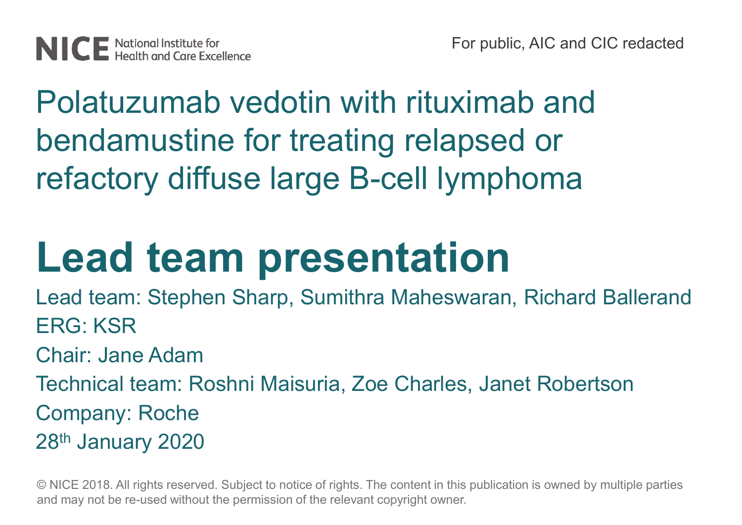NICE National Institute for Health and Care Excellence

For public, AIC and CIC redacted

# Polatuzumab vedotin with rituximab and bendamustine for treating relapsed or refactory diffuse large B-cell lymphoma

# Lead team presentation

Lead team: Stephen Sharp, Sumithra Maheswaran, Richard Ballerand

ERG: KSR

Chair: Jane Adam

Technical team: Roshni Maisuria, Zoe Charles, Janet Robertson

Company: Roche

28th January 2020

© NICE 2018. All rights reserved. Subject to notice of rights. The content in this publication is owned by multiple parties and may not be re-used without the permission of the relevant copyright owner.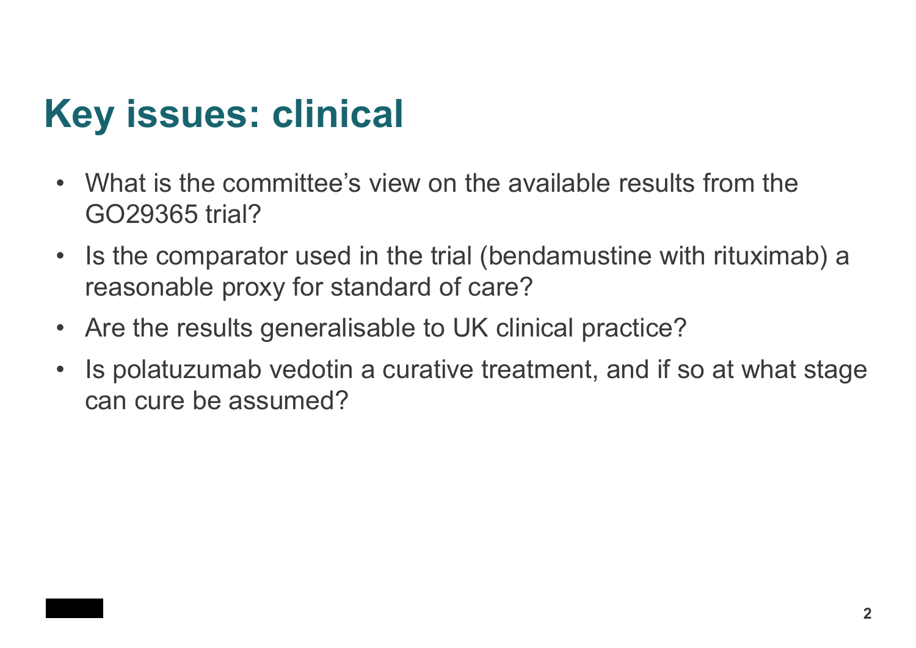# Key issues: clinical

- What is the committee's view on the available results from the GO29365 trial?
- Is the comparator used in the trial (bendamustine with rituximab) a reasonable proxy for standard of care?
- Are the results generalisable to UK clinical practice?
- Is polatuzumab vedotin a curative treatment, and if so at what stage can cure be assumed?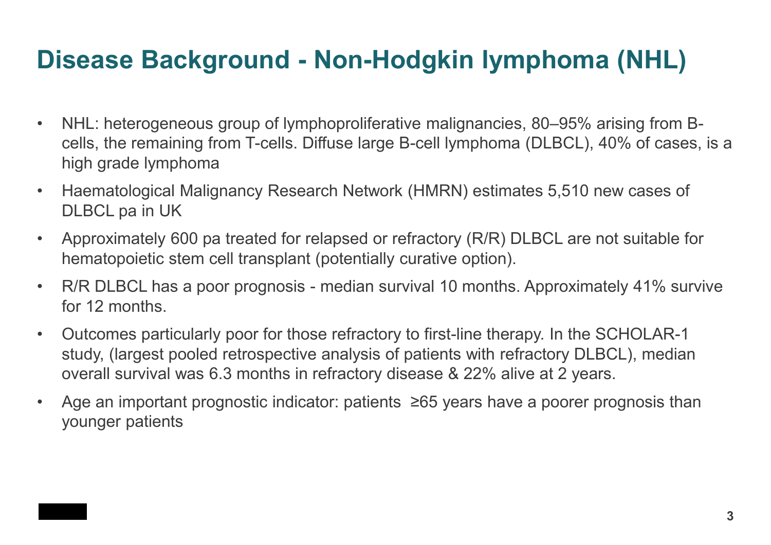# Disease Background - Non-Hodgkin lymphoma (NHL)

- NHL: heterogeneous group of lymphoproliferative malignancies, 80–95% arising from B-cells, the remaining from T-cells. Diffuse large B-cell lymphoma (DLBCL), 40% of cases, is a high grade lymphoma
- Haematological Malignancy Research Network (HMRN) estimates 5,510 new cases of DLBCL pa in UK
- Approximately 600 pa treated for relapsed or refractory (R/R) DLBCL are not suitable for hematopoietic stem cell transplant (potentially curative option).
- R/R DLBCL has a poor prognosis - median survival 10 months. Approximately 41% survive for 12 months.
- Outcomes particularly poor for those refractory to first-line therapy. In the SCHOLAR-1 study, (largest pooled retrospective analysis of patients with refractory DLBCL), median overall survival was 6.3 months in refractory disease & 22% alive at 2 years.
- Age an important prognostic indicator: patients ≥65 years have a poorer prognosis than younger patients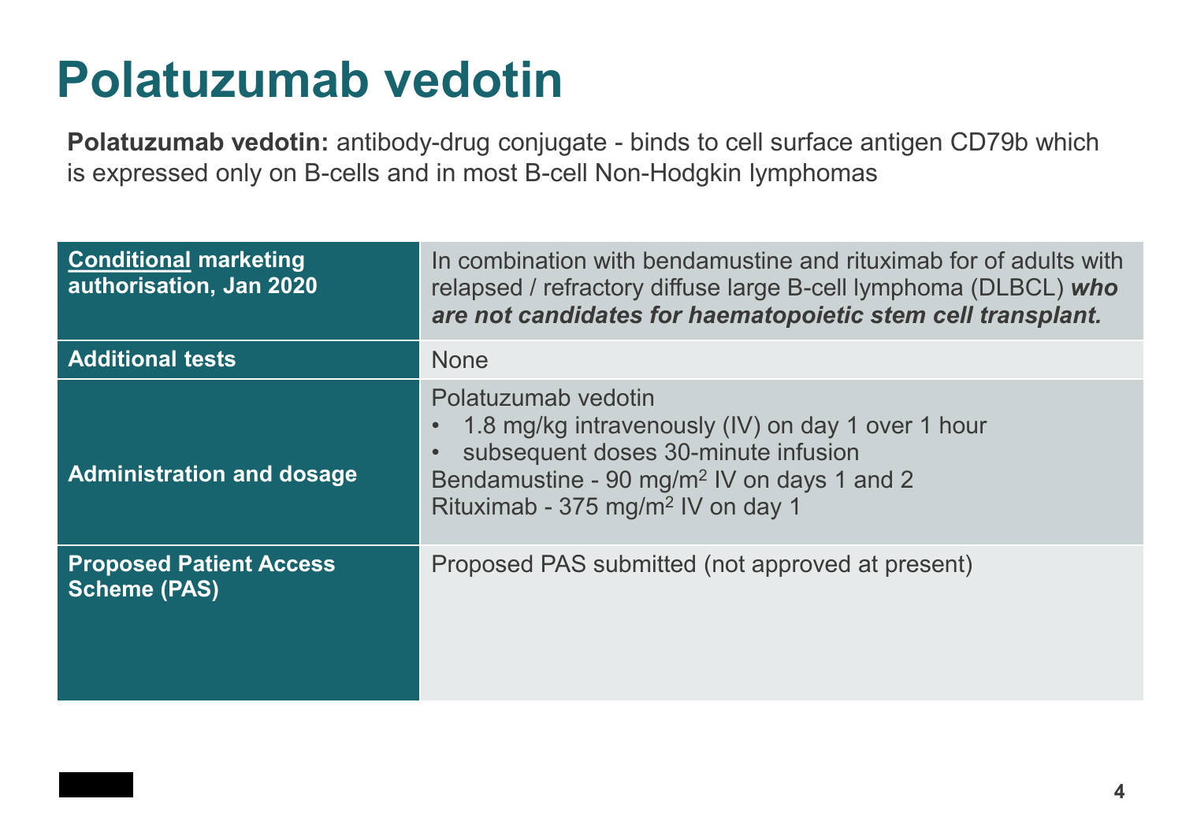# Polatuzumab vedotin

**Polatuzumab vedotin:** antibody-drug conjugate - binds to cell surface antigen CD79b which is expressed only on B-cells and in most B-cell Non-Hodgkin lymphomas

| | |
|---|---|
| **Conditional marketing authorisation, Jan 2020** | In combination with bendamustine and rituximab for of adults with relapsed / refractory diffuse large B-cell lymphoma (DLBCL) ***who are not candidates for haematopoietic stem cell transplant.*** |
| **Additional tests** | None |
| **Administration and dosage** | Polatuzumab vedotin<br>• 1.8 mg/kg intravenously (IV) on day 1 over 1 hour<br>• subsequent doses 30-minute infusion<br>Bendamustine - 90 mg/m$^2$ IV on days 1 and 2<br>Rituximab - 375 mg/m$^2$ IV on day 1 |
| **Proposed Patient Access Scheme (PAS)** | Proposed PAS submitted (not approved at present) |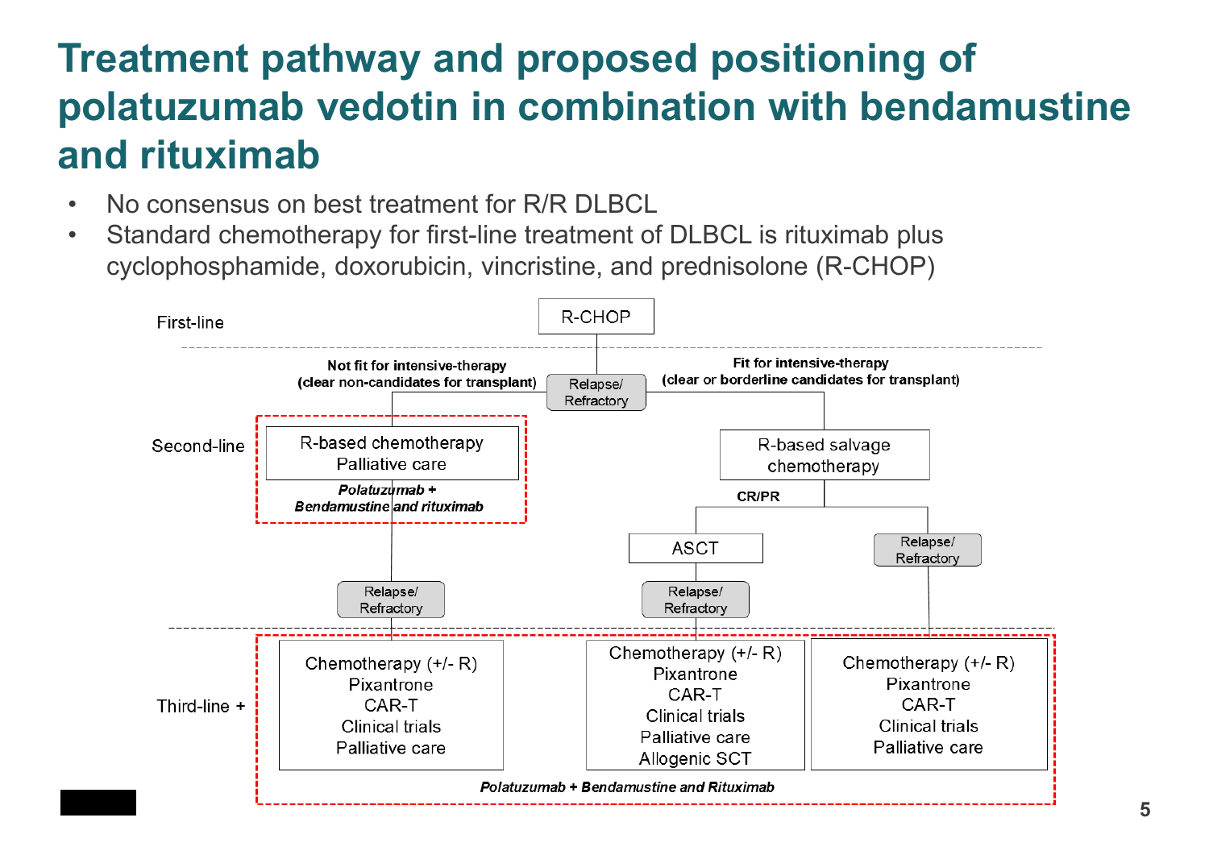# Treatment pathway and proposed positioning of polatuzumab vedotin in combination with bendamustine and rituximab

- No consensus on best treatment for R/R DLBCL
- Standard chemotherapy for first-line treatment of DLBCL is rituximab plus cyclophosphamide, doxorubicin, vincristine, and prednisolone (R-CHOP)

**First-line**

R-CHOP → Relapse/Refractory

**Not fit for intensive-therapy (clear non-candidates for transplant)**

**Second-line:**
- R-based chemotherapy
- Palliative care
- *Polatuzumab + Bendamustine and rituximab*

→ Relapse/Refractory

**Fit for intensive-therapy (clear or borderline candidates for transplant)**

**Second-line:** R-based salvage chemotherapy

- **CR/PR** → ASCT → Relapse/Refractory
- Relapse/Refractory

**Third-line +**

Not fit for intensive-therapy pathway:
- Chemotherapy (+/- R)
- Pixantrone
- CAR-T
- Clinical trials
- Palliative care

After ASCT relapse/refractory:
- Chemotherapy (+/- R)
- Pixantrone
- CAR-T
- Clinical trials
- Palliative care
- Allogenic SCT

After salvage chemotherapy relapse/refractory:
- Chemotherapy (+/- R)
- Pixantrone
- CAR-T
- Clinical trials
- Palliative care

*Polatuzumab + Bendamustine and Rituximab*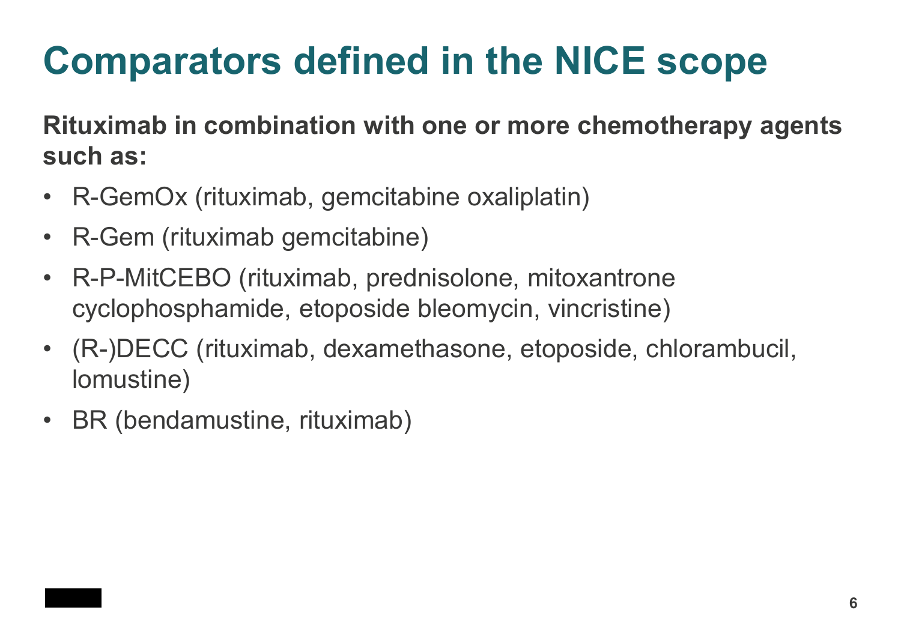# Comparators defined in the NICE scope

**Rituximab in combination with one or more chemotherapy agents such as:**

- R-GemOx (rituximab, gemcitabine oxaliplatin)
- R-Gem (rituximab gemcitabine)
- R-P-MitCEBO (rituximab, prednisolone, mitoxantrone cyclophosphamide, etoposide bleomycin, vincristine)
- (R-)DECC (rituximab, dexamethasone, etoposide, chlorambucil, lomustine)
- BR (bendamustine, rituximab)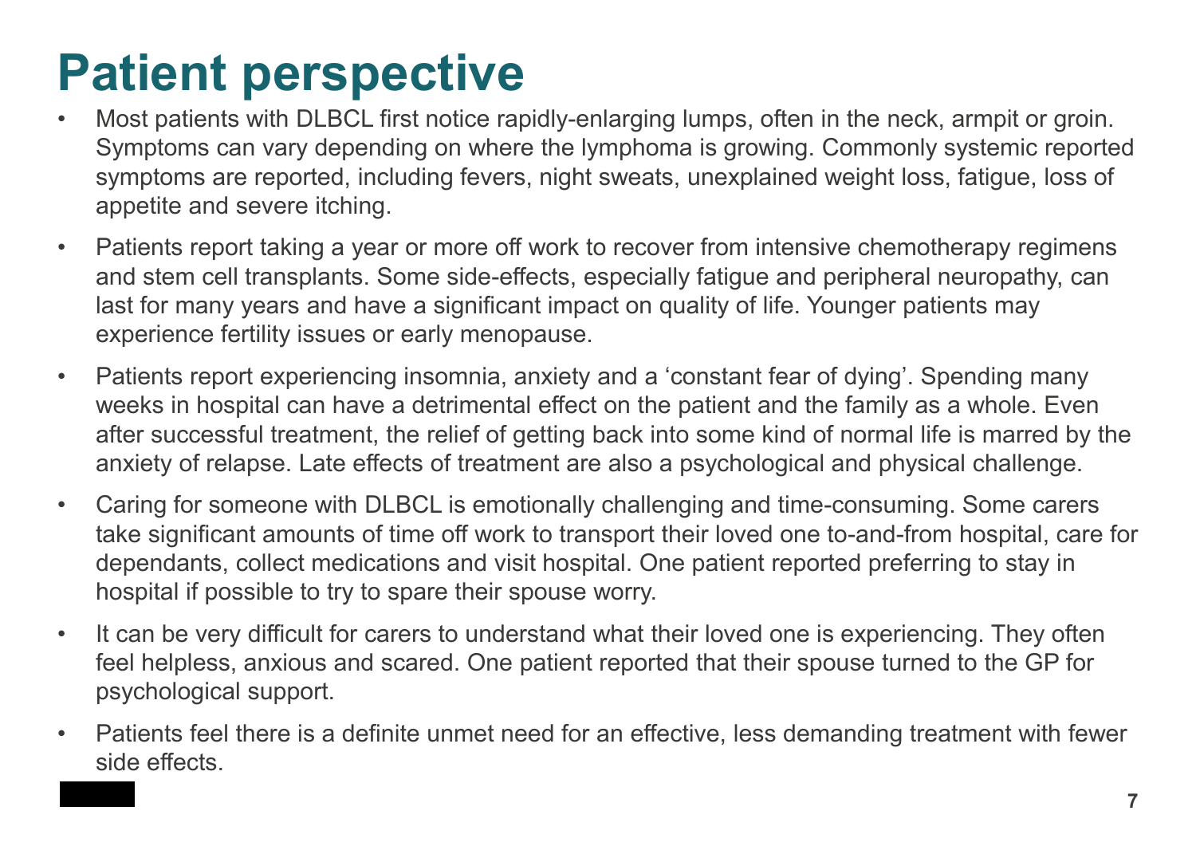# Patient perspective

- Most patients with DLBCL first notice rapidly-enlarging lumps, often in the neck, armpit or groin. Symptoms can vary depending on where the lymphoma is growing. Commonly systemic reported symptoms are reported, including fevers, night sweats, unexplained weight loss, fatigue, loss of appetite and severe itching.
- Patients report taking a year or more off work to recover from intensive chemotherapy regimens and stem cell transplants. Some side-effects, especially fatigue and peripheral neuropathy, can last for many years and have a significant impact on quality of life. Younger patients may experience fertility issues or early menopause.
- Patients report experiencing insomnia, anxiety and a 'constant fear of dying'. Spending many weeks in hospital can have a detrimental effect on the patient and the family as a whole. Even after successful treatment, the relief of getting back into some kind of normal life is marred by the anxiety of relapse. Late effects of treatment are also a psychological and physical challenge.
- Caring for someone with DLBCL is emotionally challenging and time-consuming. Some carers take significant amounts of time off work to transport their loved one to-and-from hospital, care for dependants, collect medications and visit hospital. One patient reported preferring to stay in hospital if possible to try to spare their spouse worry.
- It can be very difficult for carers to understand what their loved one is experiencing. They often feel helpless, anxious and scared. One patient reported that their spouse turned to the GP for psychological support.
- Patients feel there is a definite unmet need for an effective, less demanding treatment with fewer side effects.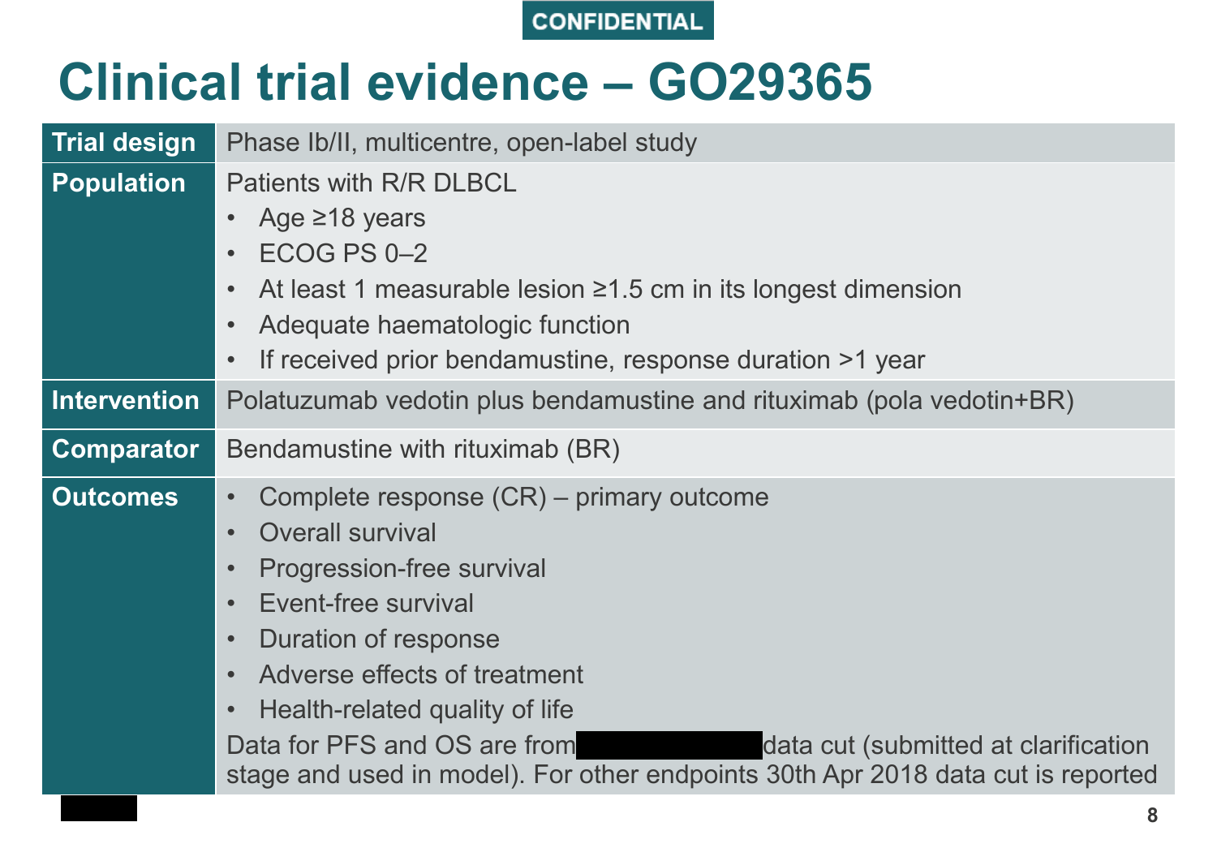CONFIDENTIAL

# Clinical trial evidence – GO29365

| | |
|---|---|
| **Trial design** | Phase Ib/II, multicentre, open-label study |
| **Population** | Patients with R/R DLBCL<br>• Age ≥18 years<br>• ECOG PS 0–2<br>• At least 1 measurable lesion ≥1.5 cm in its longest dimension<br>• Adequate haematologic function<br>• If received prior bendamustine, response duration >1 year |
| **Intervention** | Polatuzumab vedotin plus bendamustine and rituximab (pola vedotin+BR) |
| **Comparator** | Bendamustine with rituximab (BR) |
| **Outcomes** | • Complete response (CR) – primary outcome<br>• Overall survival<br>• Progression-free survival<br>• Event-free survival<br>• Duration of response<br>• Adverse effects of treatment<br>• Health-related quality of life<br>Data for PFS and OS are from ██████ data cut (submitted at clarification stage and used in model). For other endpoints 30th Apr 2018 data cut is reported |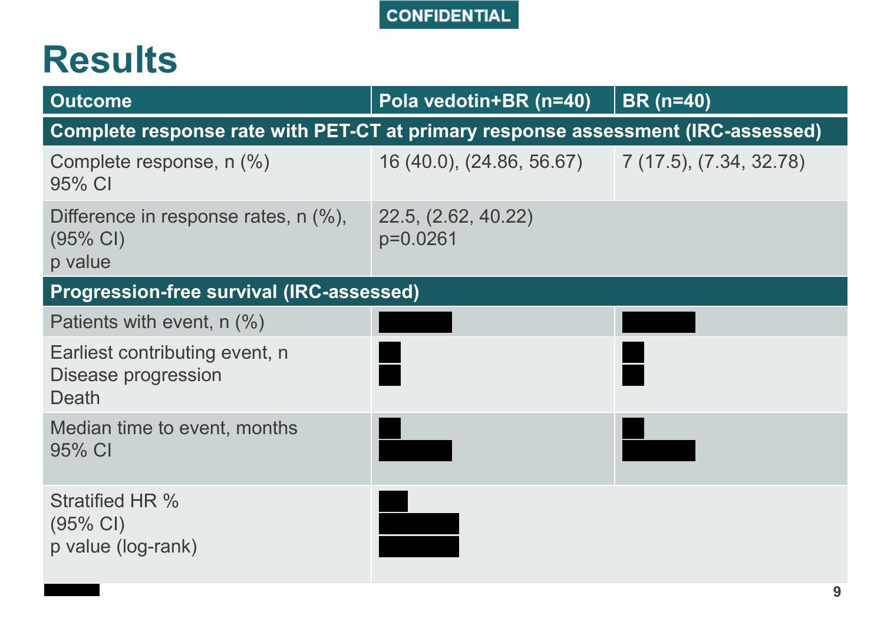CONFIDENTIAL

# Results

| Outcome | Pola vedotin+BR (n=40) | BR (n=40) |
|---|---|---|
| **Complete response rate with PET-CT at primary response assessment (IRC-assessed)** | | |
| Complete response, n (%)<br>95% CI | 16 (40.0), (24.86, 56.67) | 7 (17.5), (7.34, 32.78) |
| Difference in response rates, n (%), (95% CI)<br>p value | 22.5, (2.62, 40.22)<br>p=0.0261 | |
| **Progression-free survival (IRC-assessed)** | | |
| Patients with event, n (%) | ██████ | ██████ |
| Earliest contributing event, n<br>Disease progression<br>Death | ██<br>██ | ██<br>██ |
| Median time to event, months<br>95% CI | ██<br>██████ | ██<br>██████ |
| Stratified HR %<br>(95% CI)<br>p value (log-rank) | ██<br>██████<br>██████ | |

█████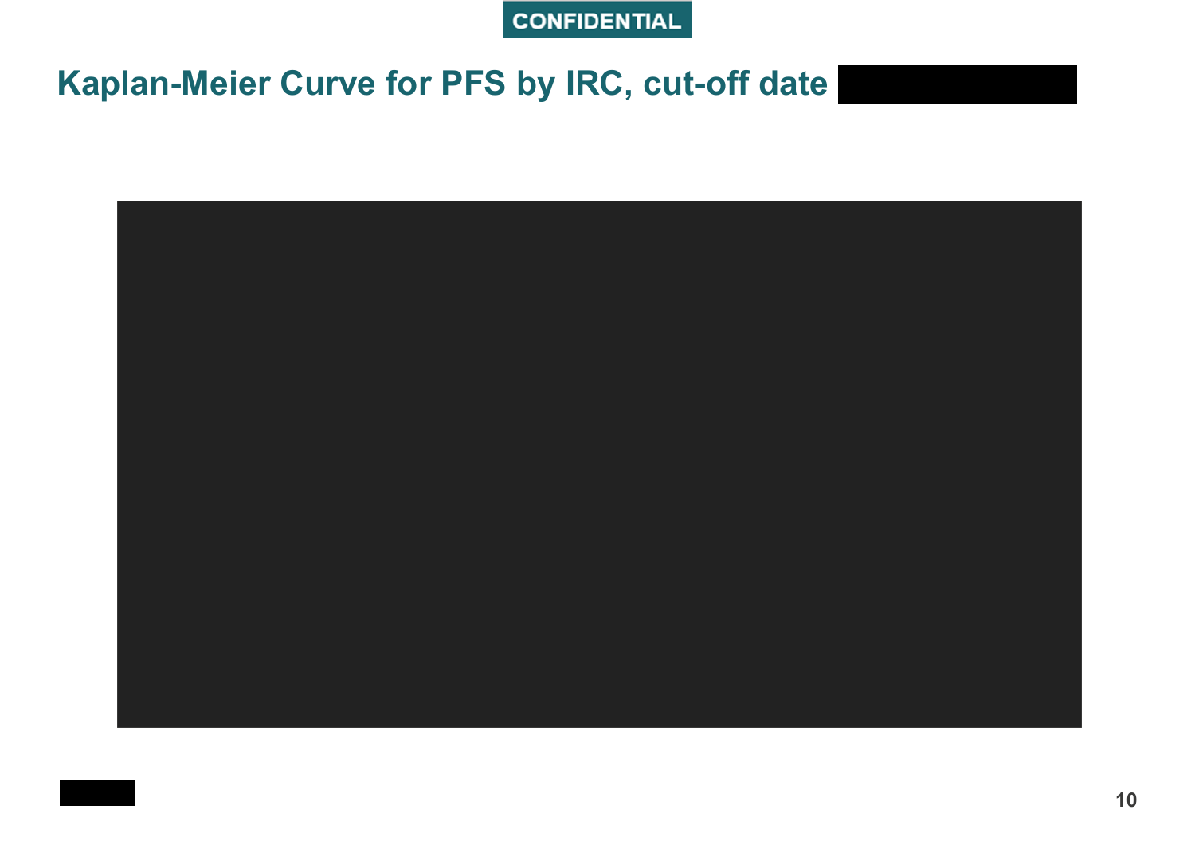CONFIDENTIAL

# Kaplan-Meier Curve for PFS by IRC, cut-off date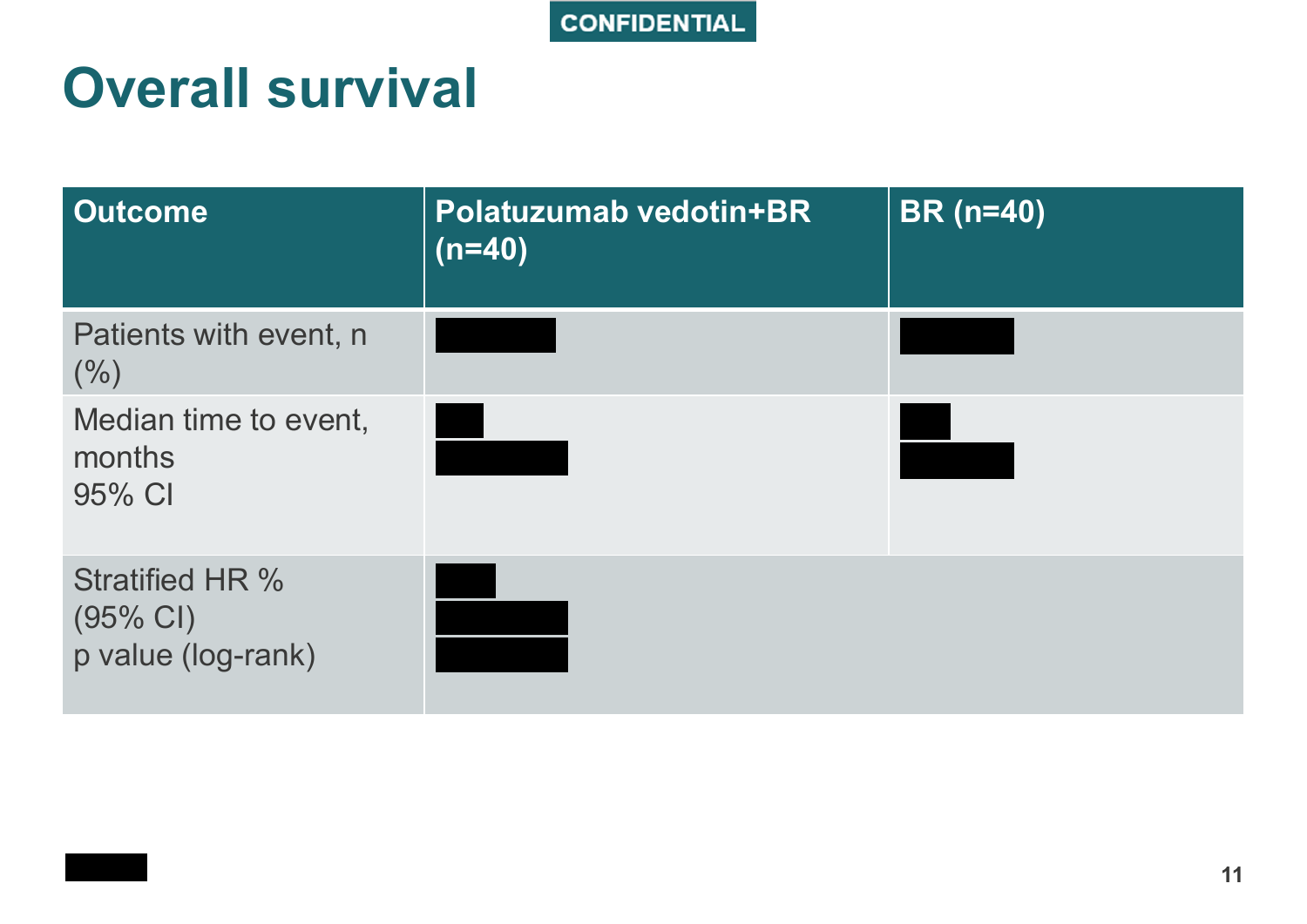CONFIDENTIAL

# Overall survival

| Outcome | Polatuzumab vedotin+BR (n=40) | BR (n=40) |
|---|---|---|
| Patients with event, n (%) | ████ | ████ |
| Median time to event, months<br>95% CI | ██<br>████ | ██<br>████ |
| Stratified HR %<br>(95% CI)<br>p value (log-rank) | ██<br>████<br>████ | |

████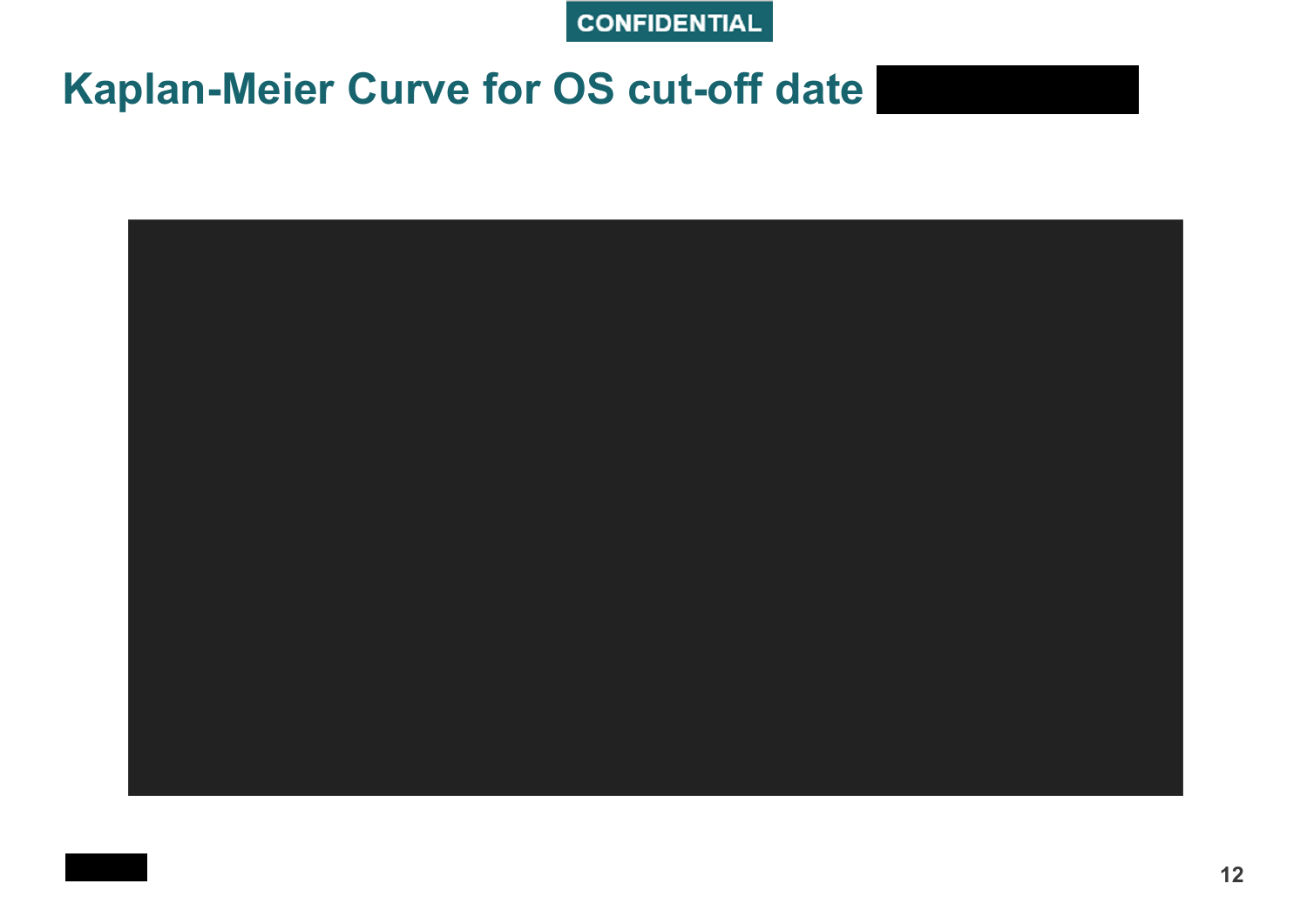CONFIDENTIAL

# Kaplan-Meier Curve for OS cut-off date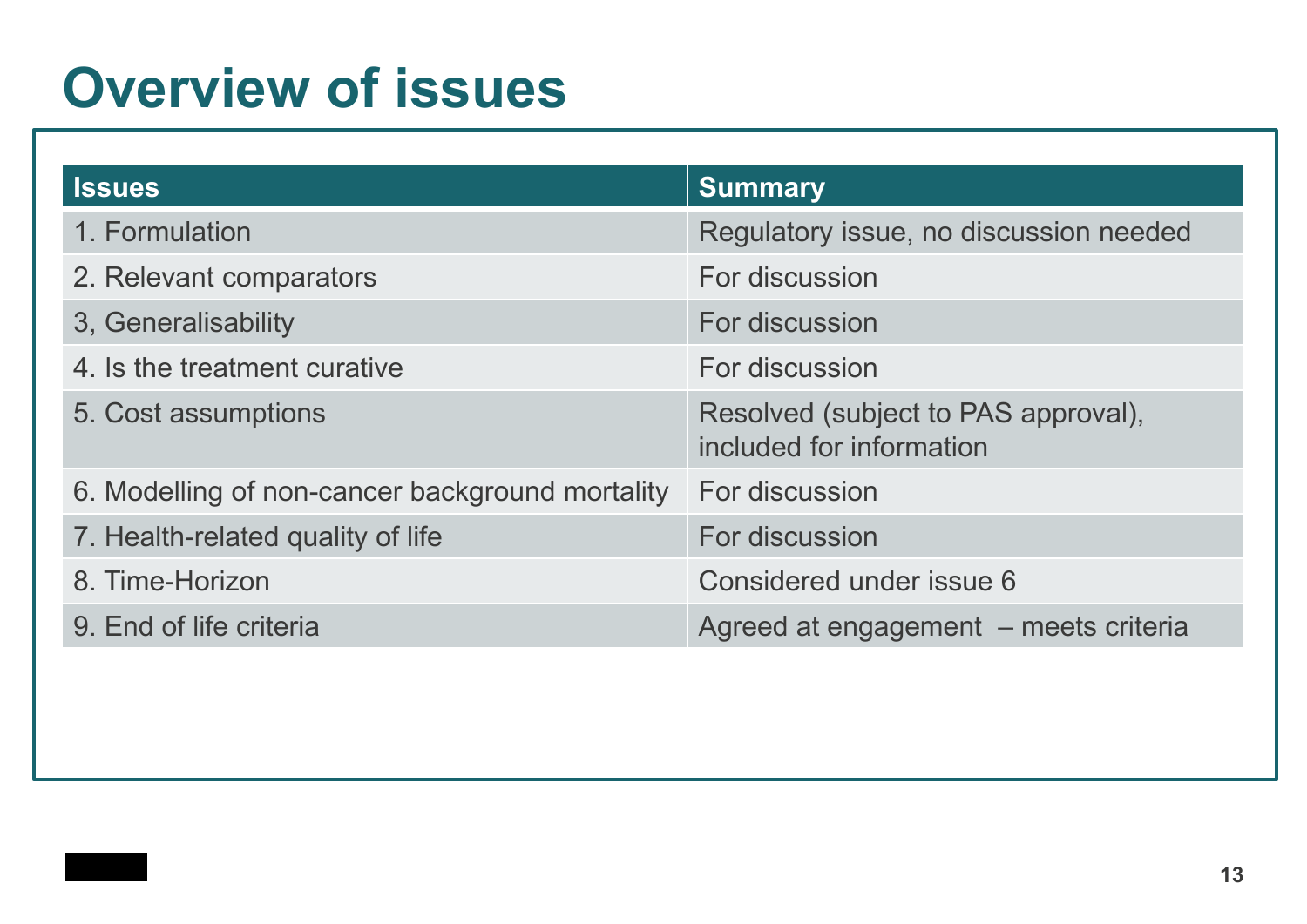# Overview of issues

| Issues | Summary |
|---|---|
| 1. Formulation | Regulatory issue, no discussion needed |
| 2. Relevant comparators | For discussion |
| 3, Generalisability | For discussion |
| 4. Is the treatment curative | For discussion |
| 5. Cost assumptions | Resolved (subject to PAS approval), included for information |
| 6. Modelling of non-cancer background mortality | For discussion |
| 7. Health-related quality of life | For discussion |
| 8. Time-Horizon | Considered under issue 6 |
| 9. End of life criteria | Agreed at engagement – meets criteria |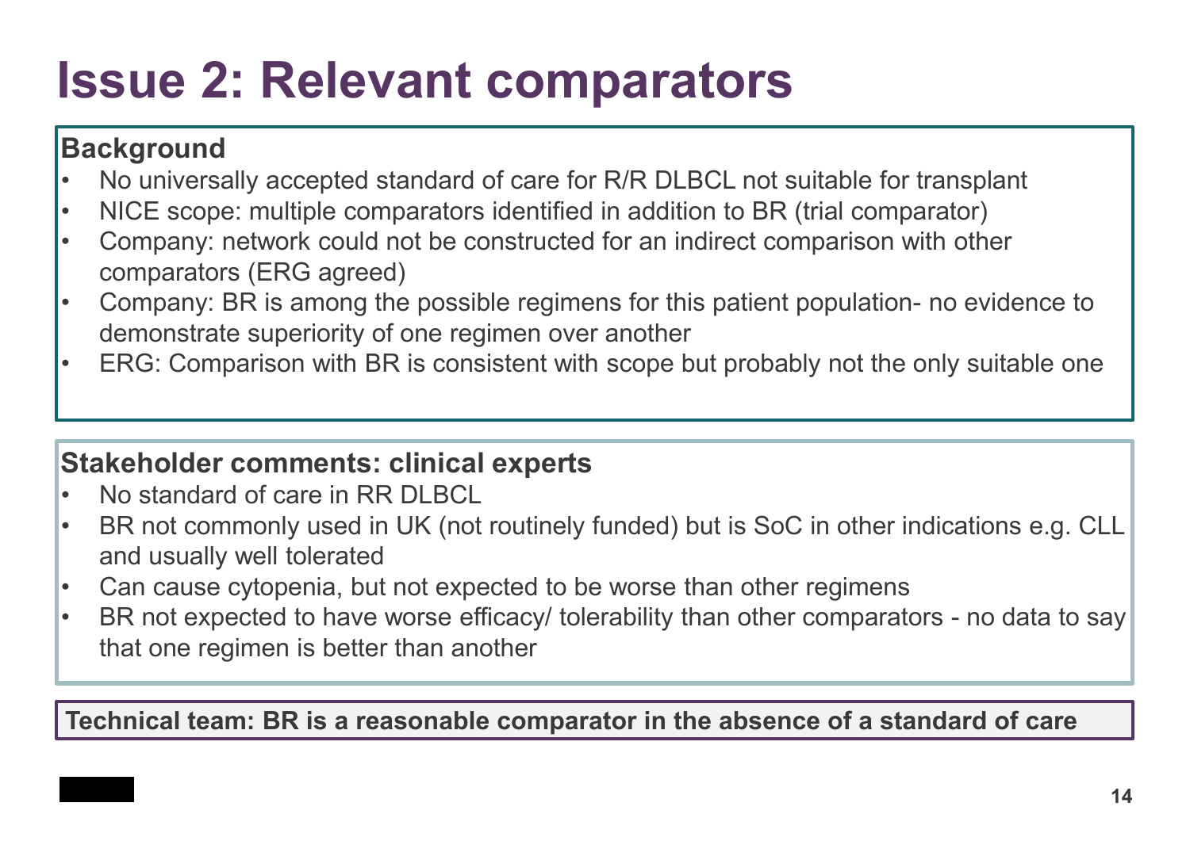# Issue 2: Relevant comparators

**Background**

- No universally accepted standard of care for R/R DLBCL not suitable for transplant
- NICE scope: multiple comparators identified in addition to BR (trial comparator)
- Company: network could not be constructed for an indirect comparison with other comparators (ERG agreed)
- Company: BR is among the possible regimens for this patient population- no evidence to demonstrate superiority of one regimen over another
- ERG: Comparison with BR is consistent with scope but probably not the only suitable one

**Stakeholder comments: clinical experts**

- No standard of care in RR DLBCL
- BR not commonly used in UK (not routinely funded) but is SoC in other indications e.g. CLL and usually well tolerated
- Can cause cytopenia, but not expected to be worse than other regimens
- BR not expected to have worse efficacy/ tolerability than other comparators - no data to say that one regimen is better than another

**Technical team: BR is a reasonable comparator in the absence of a standard of care**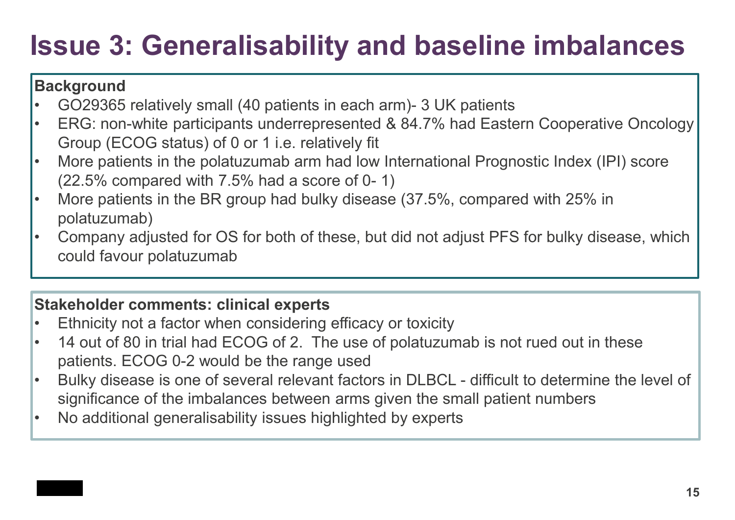# Issue 3: Generalisability and baseline imbalances

**Background**

- GO29365 relatively small (40 patients in each arm)- 3 UK patients
- ERG: non-white participants underrepresented & 84.7% had Eastern Cooperative Oncology Group (ECOG status) of 0 or 1 i.e. relatively fit
- More patients in the polatuzumab arm had low International Prognostic Index (IPI) score (22.5% compared with 7.5% had a score of 0- 1)
- More patients in the BR group had bulky disease (37.5%, compared with 25% in polatuzumab)
- Company adjusted for OS for both of these, but did not adjust PFS for bulky disease, which could favour polatuzumab

**Stakeholder comments: clinical experts**

- Ethnicity not a factor when considering efficacy or toxicity
- 14 out of 80 in trial had ECOG of 2. The use of polatuzumab is not rued out in these patients. ECOG 0-2 would be the range used
- Bulky disease is one of several relevant factors in DLBCL - difficult to determine the level of significance of the imbalances between arms given the small patient numbers
- No additional generalisability issues highlighted by experts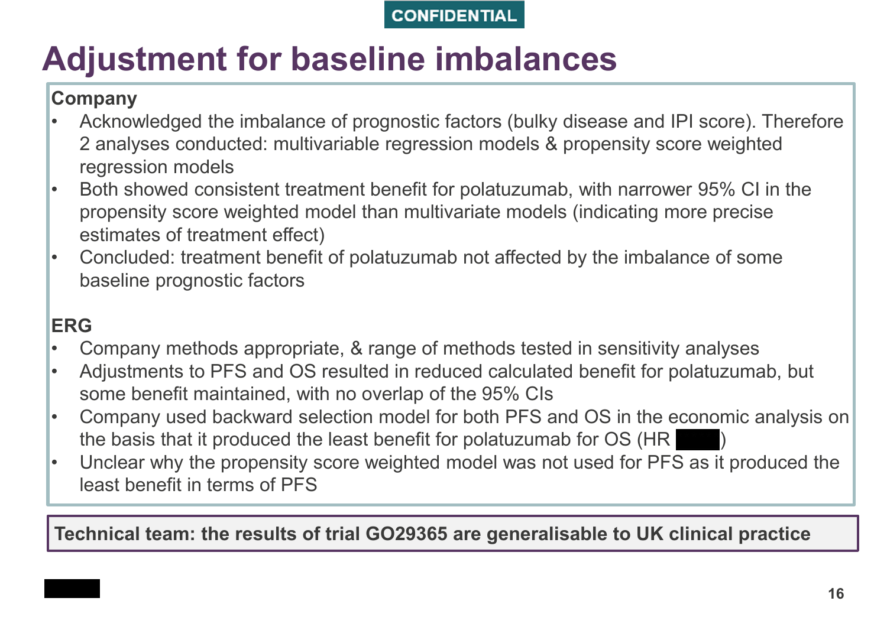CONFIDENTIAL

# Adjustment for baseline imbalances

**Company**

- Acknowledged the imbalance of prognostic factors (bulky disease and IPI score). Therefore 2 analyses conducted: multivariable regression models & propensity score weighted regression models
- Both showed consistent treatment benefit for polatuzumab, with narrower 95% CI in the propensity score weighted model than multivariate models (indicating more precise estimates of treatment effect)
- Concluded: treatment benefit of polatuzumab not affected by the imbalance of some baseline prognostic factors

**ERG**

- Company methods appropriate, & range of methods tested in sensitivity analyses
- Adjustments to PFS and OS resulted in reduced calculated benefit for polatuzumab, but some benefit maintained, with no overlap of the 95% CIs
- Company used backward selection model for both PFS and OS in the economic analysis on the basis that it produced the least benefit for polatuzumab for OS (HR ████)
- Unclear why the propensity score weighted model was not used for PFS as it produced the least benefit in terms of PFS

**Technical team: the results of trial GO29365 are generalisable to UK clinical practice**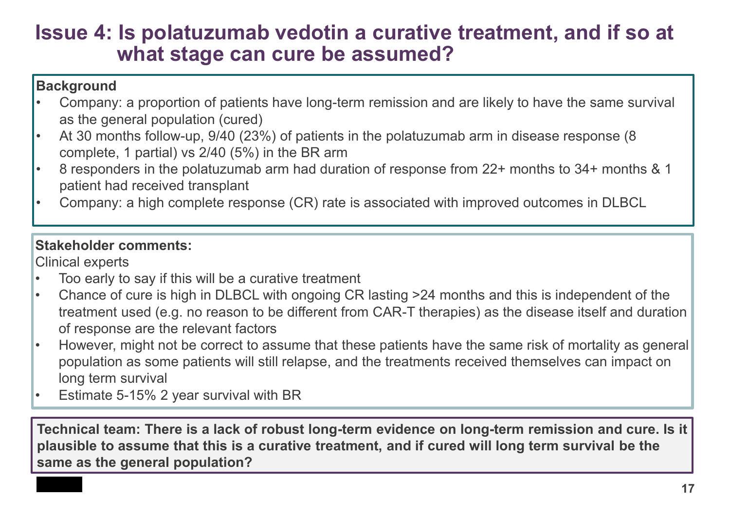# Issue 4: Is polatuzumab vedotin a curative treatment, and if so at what stage can cure be assumed?

**Background**

- Company: a proportion of patients have long-term remission and are likely to have the same survival as the general population (cured)
- At 30 months follow-up, 9/40 (23%) of patients in the polatuzumab arm in disease response (8 complete, 1 partial) vs 2/40 (5%) in the BR arm
- 8 responders in the polatuzumab arm had duration of response from 22+ months to 34+ months & 1 patient had received transplant
- Company: a high complete response (CR) rate is associated with improved outcomes in DLBCL

**Stakeholder comments:**

Clinical experts

- Too early to say if this will be a curative treatment
- Chance of cure is high in DLBCL with ongoing CR lasting >24 months and this is independent of the treatment used (e.g. no reason to be different from CAR-T therapies) as the disease itself and duration of response are the relevant factors
- However, might not be correct to assume that these patients have the same risk of mortality as general population as some patients will still relapse, and the treatments received themselves can impact on long term survival
- Estimate 5-15% 2 year survival with BR

**Technical team: There is a lack of robust long-term evidence on long-term remission and cure. Is it plausible to assume that this is a curative treatment, and if cured will long term survival be the same as the general population?**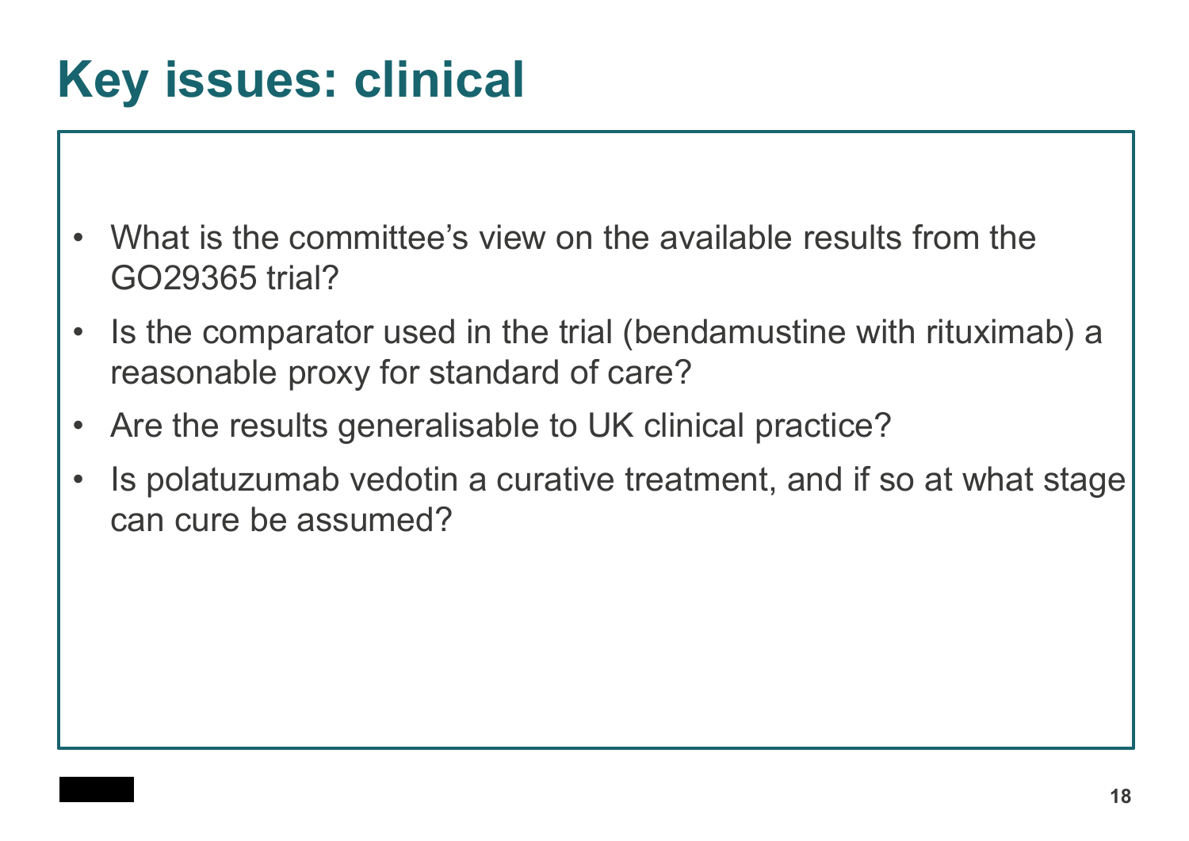# Key issues: clinical

- What is the committee's view on the available results from the GO29365 trial?
- Is the comparator used in the trial (bendamustine with rituximab) a reasonable proxy for standard of care?
- Are the results generalisable to UK clinical practice?
- Is polatuzumab vedotin a curative treatment, and if so at what stage can cure be assumed?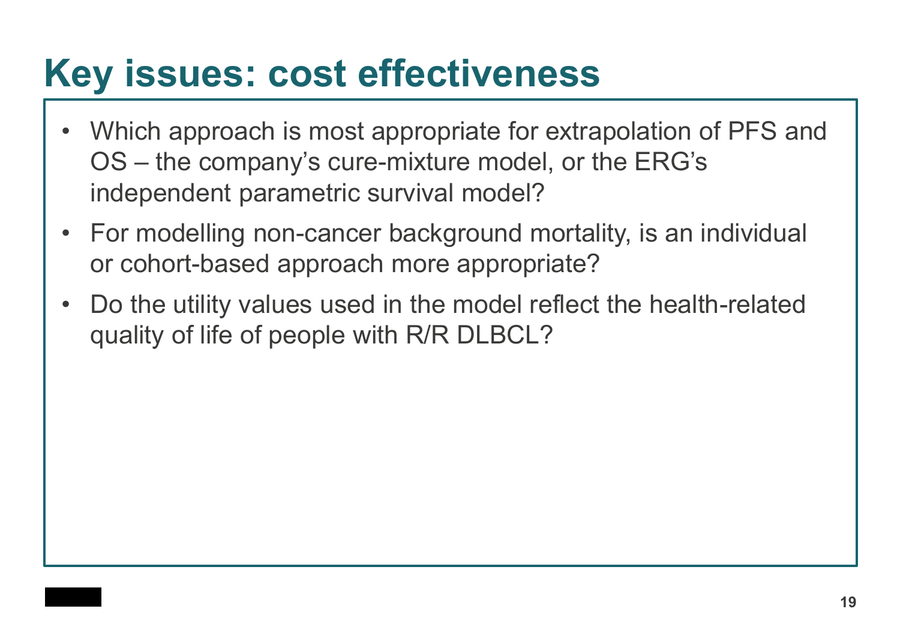# Key issues: cost effectiveness

- Which approach is most appropriate for extrapolation of PFS and OS – the company's cure-mixture model, or the ERG's independent parametric survival model?
- For modelling non-cancer background mortality, is an individual or cohort-based approach more appropriate?
- Do the utility values used in the model reflect the health-related quality of life of people with R/R DLBCL?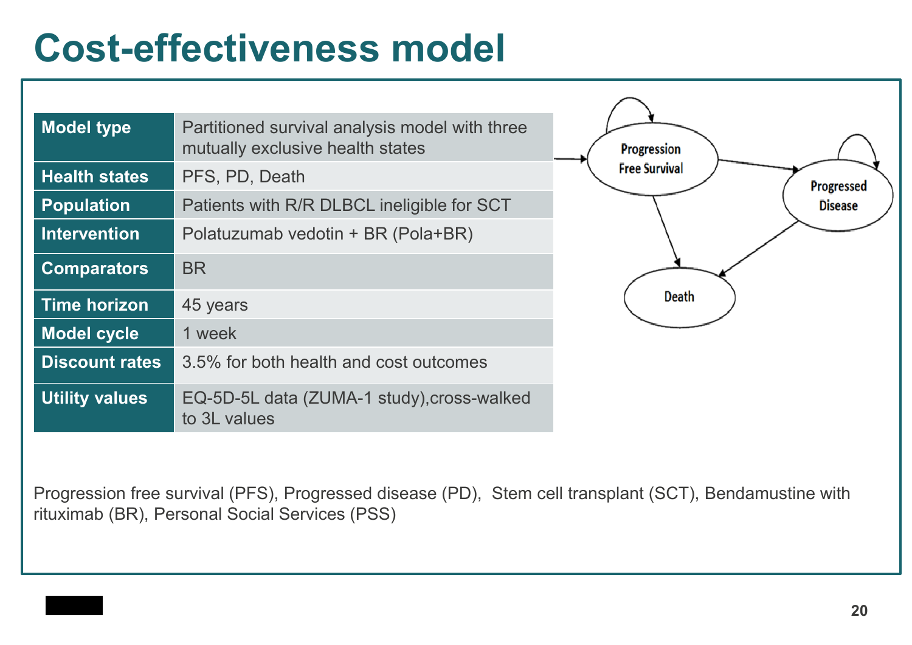# Cost-effectiveness model

| Model type | Partitioned survival analysis model with three mutually exclusive health states |
|---|---|
| Health states | PFS, PD, Death |
| Population | Patients with R/R DLBCL ineligible for SCT |
| Intervention | Polatuzumab vedotin + BR (Pola+BR) |
| Comparators | BR |
| Time horizon | 45 years |
| Model cycle | 1 week |
| Discount rates | 3.5% for both health and cost outcomes |
| Utility values | EQ-5D-5L data (ZUMA-1 study),cross-walked to 3L values |

Progression Free Survival

Progressed Disease

Death

Progression free survival (PFS), Progressed disease (PD), Stem cell transplant (SCT), Bendamustine with rituximab (BR), Personal Social Services (PSS)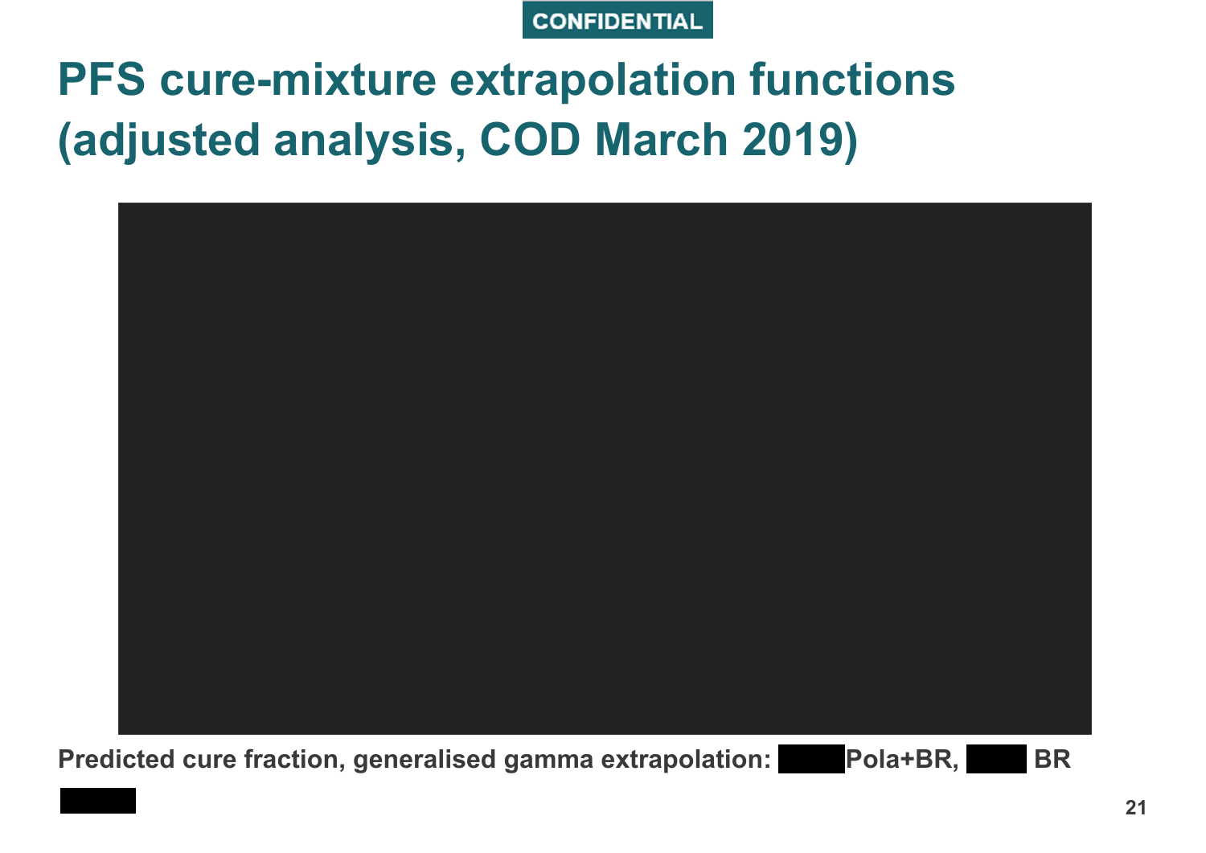# PFS cure-mixture extrapolation functions (adjusted analysis, COD March 2019)

**Predicted cure fraction, generalised gamma extrapolation: ████ Pola+BR, ████ BR**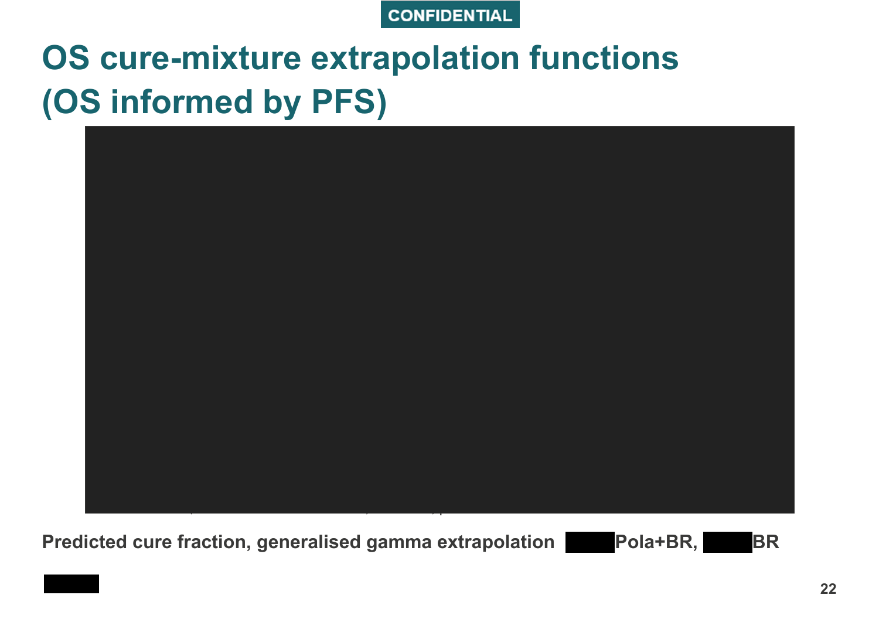# OS cure-mixture extrapolation functions (OS informed by PFS)

Predicted cure fraction, generalised gamma extrapolation ████ Pola+BR, ████ BR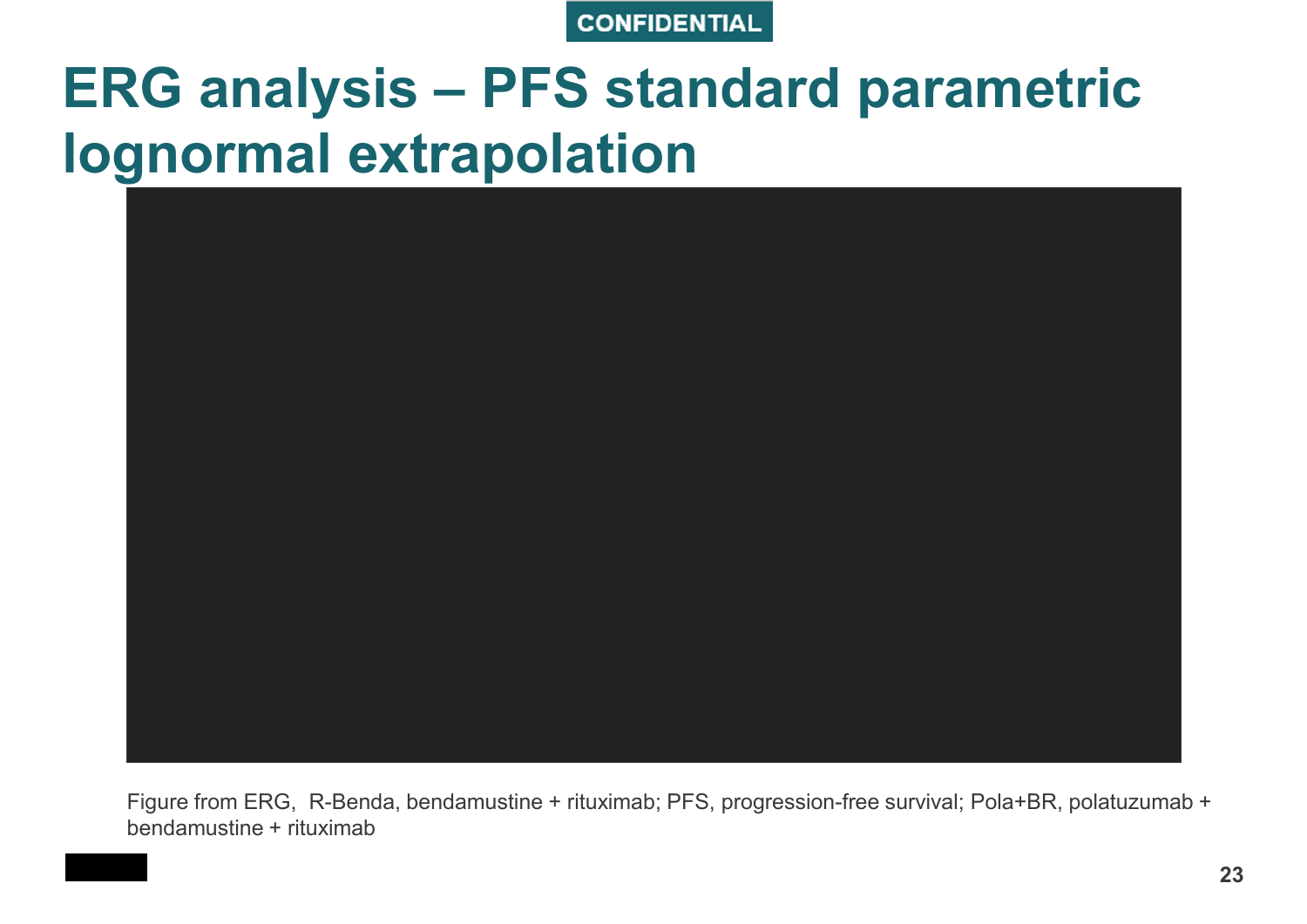CONFIDENTIAL

# ERG analysis – PFS standard parametric lognormal extrapolation

Figure from ERG, R-Benda, bendamustine + rituximab; PFS, progression-free survival; Pola+BR, polatuzumab + bendamustine + rituximab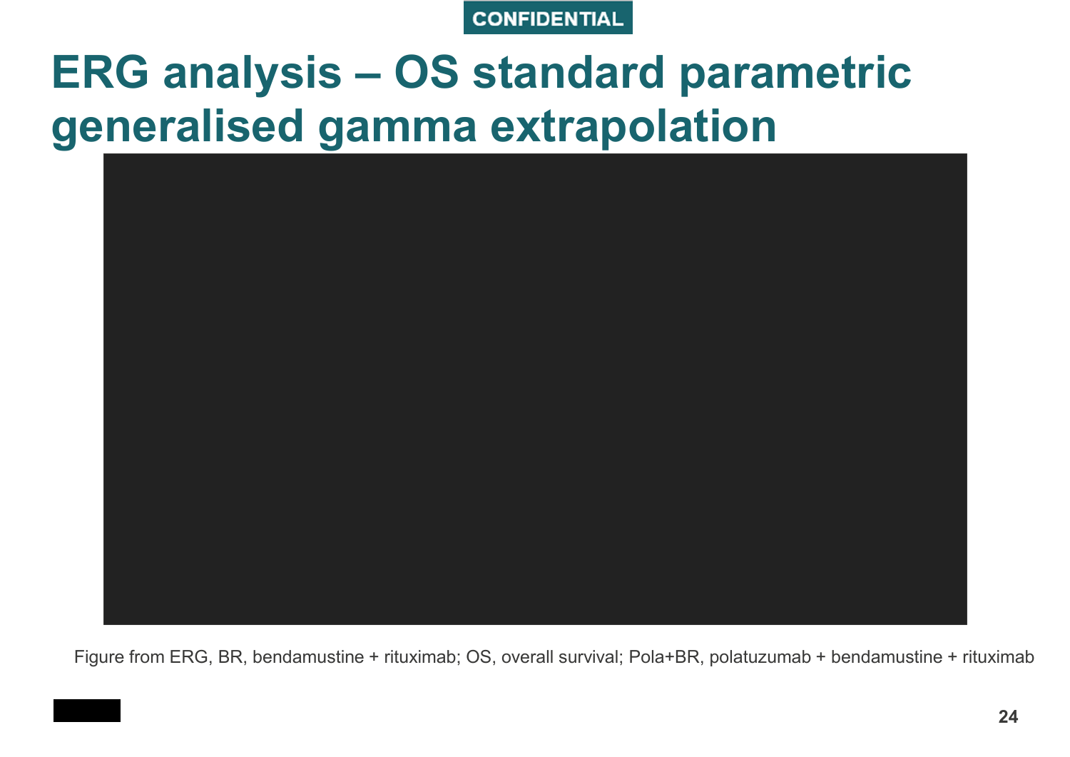CONFIDENTIAL

# ERG analysis – OS standard parametric generalised gamma extrapolation

Figure from ERG, BR, bendamustine + rituximab; OS, overall survival; Pola+BR, polatuzumab + bendamustine + rituximab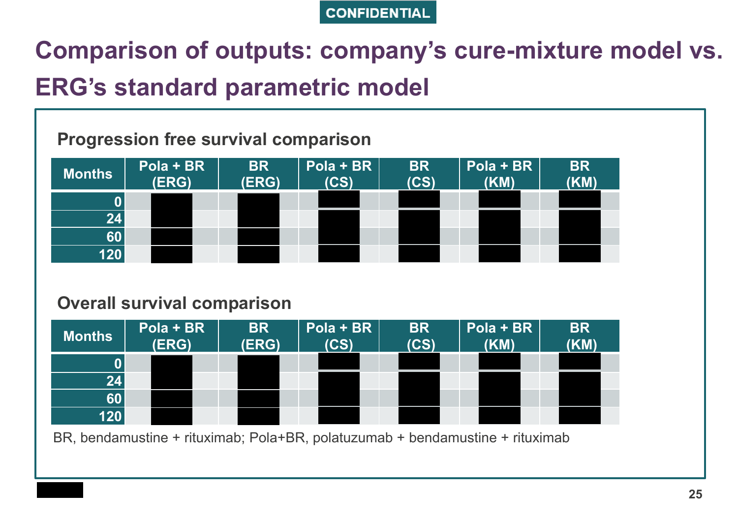CONFIDENTIAL

# Comparison of outputs: company's cure-mixture model vs. ERG's standard parametric model

### Progression free survival comparison

| Months | Pola + BR (ERG) | BR (ERG) | Pola + BR (CS) | BR (CS) | Pola + BR (KM) | BR (KM) |
|---|---|---|---|---|---|---|
| 0 | ████ | ████ | ████ | ████ | ████ | ████ |
| 24 | ████ | ████ | ████ | ████ | ████ | ████ |
| 60 | ████ | ████ | ████ | ████ | ████ | ████ |
| 120 | ████ | ████ | ████ | ████ | ████ | ████ |

### Overall survival comparison

| Months | Pola + BR (ERG) | BR (ERG) | Pola + BR (CS) | BR (CS) | Pola + BR (KM) | BR (KM) |
|---|---|---|---|---|---|---|
| 0 | ████ | ████ | ████ | ████ | ████ | ████ |
| 24 | ████ | ████ | ████ | ████ | ████ | ████ |
| 60 | ████ | ████ | ████ | ████ | ████ | ████ |
| 120 | ████ | ████ | ████ | ████ | ████ | ████ |

BR, bendamustine + rituximab; Pola+BR, polatuzumab + bendamustine + rituximab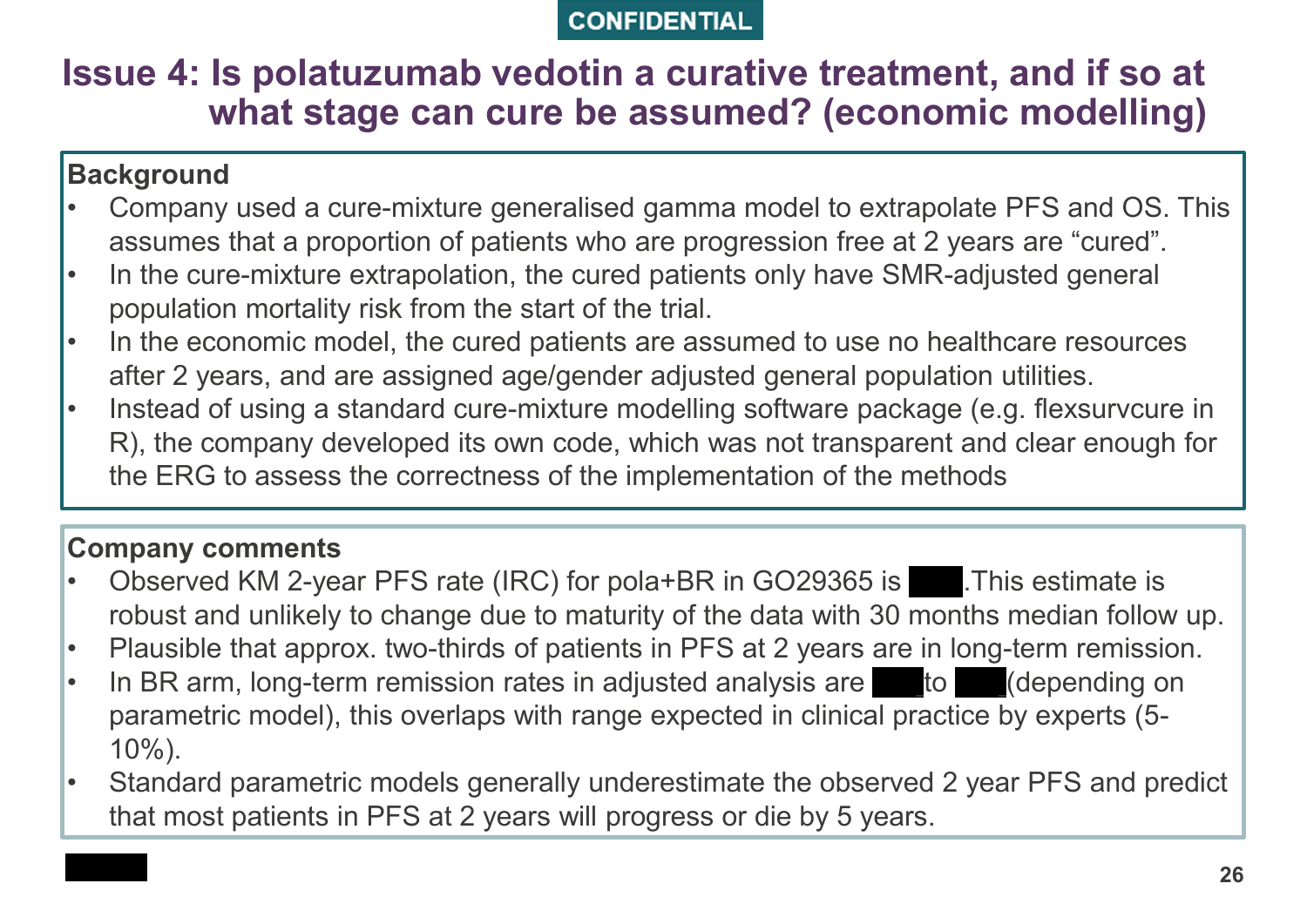CONFIDENTIAL

# Issue 4: Is polatuzumab vedotin a curative treatment, and if so at what stage can cure be assumed? (economic modelling)

**Background**

- Company used a cure-mixture generalised gamma model to extrapolate PFS and OS. This assumes that a proportion of patients who are progression free at 2 years are "cured".
- In the cure-mixture extrapolation, the cured patients only have SMR-adjusted general population mortality risk from the start of the trial.
- In the economic model, the cured patients are assumed to use no healthcare resources after 2 years, and are assigned age/gender adjusted general population utilities.
- Instead of using a standard cure-mixture modelling software package (e.g. flexsurvcure in R), the company developed its own code, which was not transparent and clear enough for the ERG to assess the correctness of the implementation of the methods

**Company comments**

- Observed KM 2-year PFS rate (IRC) for pola+BR in GO29365 is ████. This estimate is robust and unlikely to change due to maturity of the data with 30 months median follow up.
- Plausible that approx. two-thirds of patients in PFS at 2 years are in long-term remission.
- In BR arm, long-term remission rates in adjusted analysis are ████ to ████ (depending on parametric model), this overlaps with range expected in clinical practice by experts (5-10%).
- Standard parametric models generally underestimate the observed 2 year PFS and predict that most patients in PFS at 2 years will progress or die by 5 years.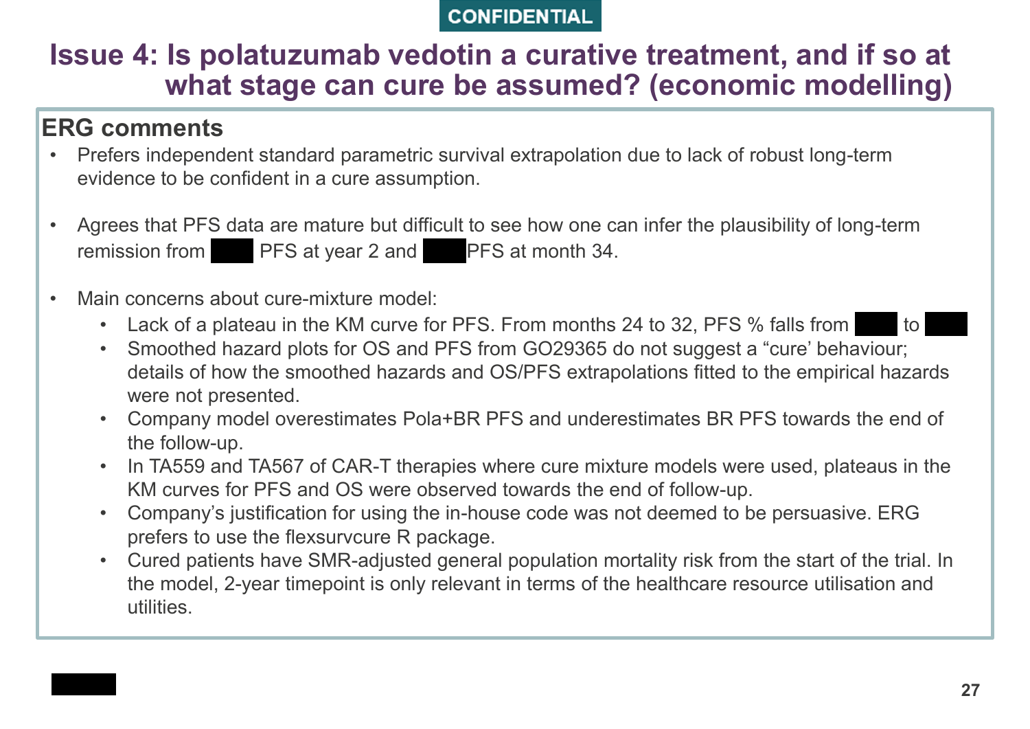CONFIDENTIAL

# Issue 4: Is polatuzumab vedotin a curative treatment, and if so at what stage can cure be assumed? (economic modelling)

## ERG comments

- Prefers independent standard parametric survival extrapolation due to lack of robust long-term evidence to be confident in a cure assumption.
- Agrees that PFS data are mature but difficult to see how one can infer the plausibility of long-term remission from ████ PFS at year 2 and ████ PFS at month 34.
- Main concerns about cure-mixture model:
  - Lack of a plateau in the KM curve for PFS. From months 24 to 32, PFS % falls from ████ to ████
  - Smoothed hazard plots for OS and PFS from GO29365 do not suggest a "cure' behaviour; details of how the smoothed hazards and OS/PFS extrapolations fitted to the empirical hazards were not presented.
  - Company model overestimates Pola+BR PFS and underestimates BR PFS towards the end of the follow-up.
  - In TA559 and TA567 of CAR-T therapies where cure mixture models were used, plateaus in the KM curves for PFS and OS were observed towards the end of follow-up.
  - Company's justification for using the in-house code was not deemed to be persuasive. ERG prefers to use the flexsurvcure R package.
  - Cured patients have SMR-adjusted general population mortality risk from the start of the trial. In the model, 2-year timepoint is only relevant in terms of the healthcare resource utilisation and utilities.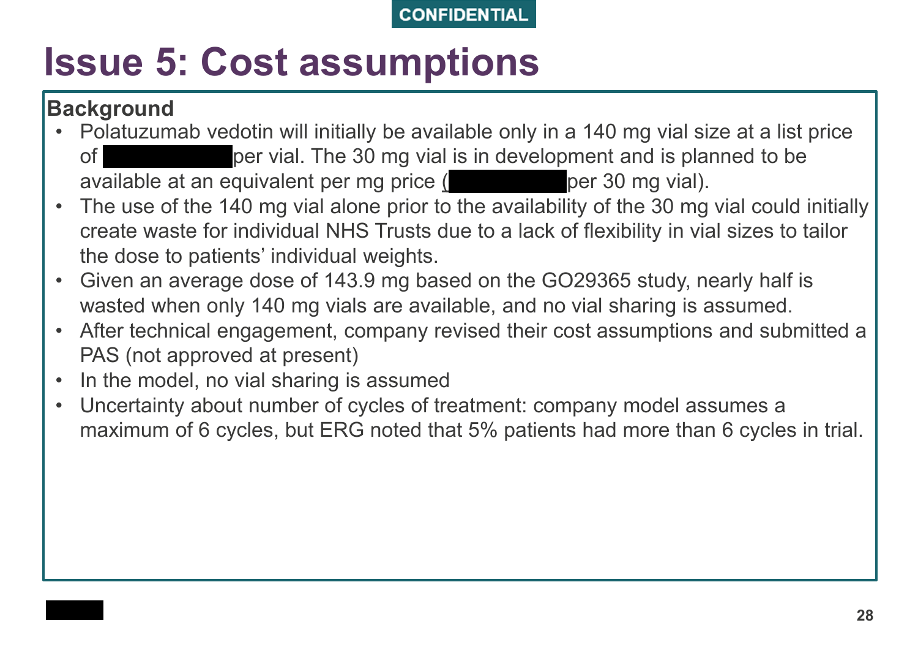# Issue 5: Cost assumptions

**Background**

- Polatuzumab vedotin will initially be available only in a 140 mg vial size at a list price of ████████ per vial. The 30 mg vial is in development and is planned to be available at an equivalent per mg price (████████ per 30 mg vial).
- The use of the 140 mg vial alone prior to the availability of the 30 mg vial could initially create waste for individual NHS Trusts due to a lack of flexibility in vial sizes to tailor the dose to patients' individual weights.
- Given an average dose of 143.9 mg based on the GO29365 study, nearly half is wasted when only 140 mg vials are available, and no vial sharing is assumed.
- After technical engagement, company revised their cost assumptions and submitted a PAS (not approved at present)
- In the model, no vial sharing is assumed
- Uncertainty about number of cycles of treatment: company model assumes a maximum of 6 cycles, but ERG noted that 5% patients had more than 6 cycles in trial.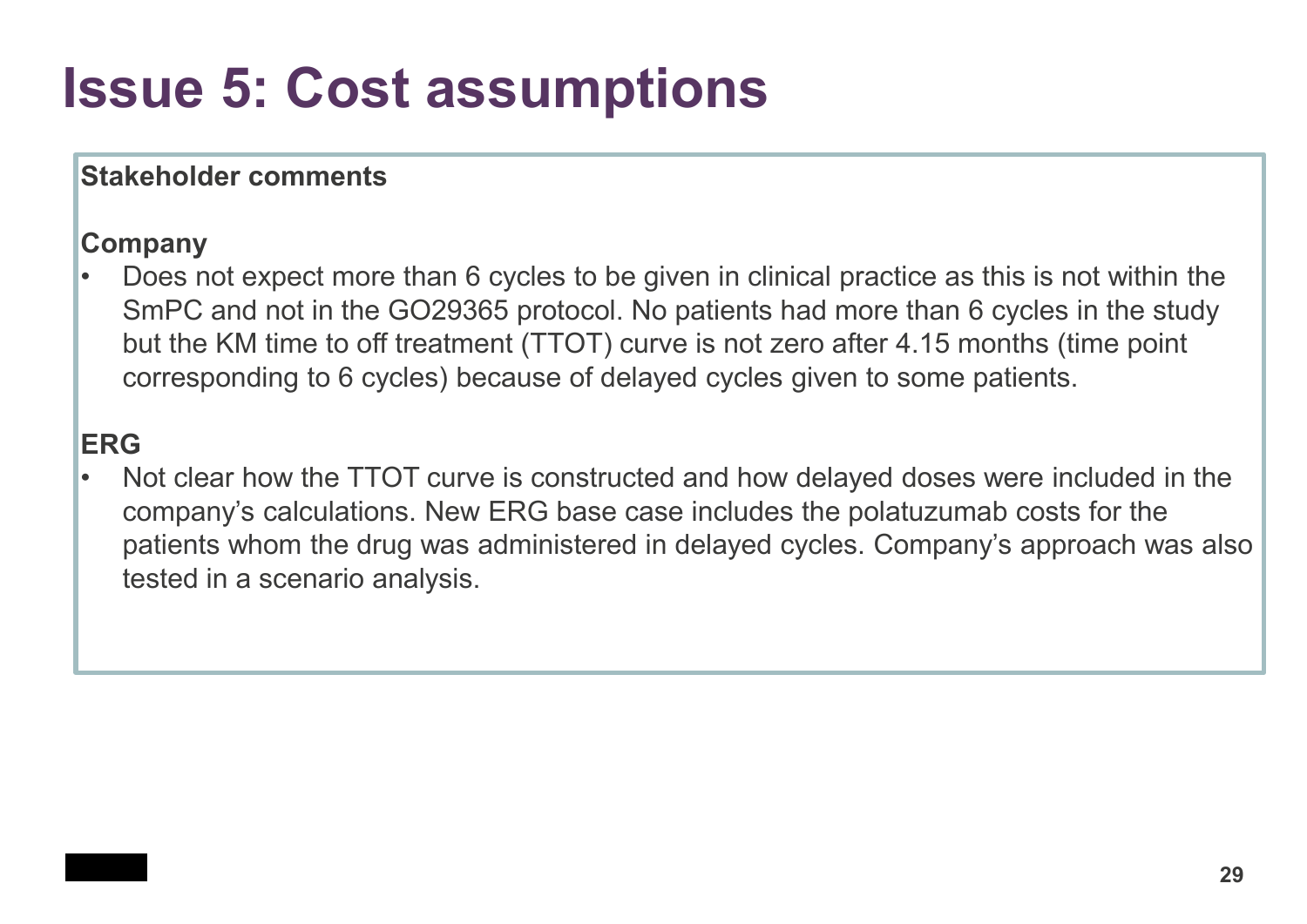# Issue 5: Cost assumptions

**Stakeholder comments**

**Company**

- Does not expect more than 6 cycles to be given in clinical practice as this is not within the SmPC and not in the GO29365 protocol. No patients had more than 6 cycles in the study but the KM time to off treatment (TTOT) curve is not zero after 4.15 months (time point corresponding to 6 cycles) because of delayed cycles given to some patients.

**ERG**

- Not clear how the TTOT curve is constructed and how delayed doses were included in the company's calculations. New ERG base case includes the polatuzumab costs for the patients whom the drug was administered in delayed cycles. Company's approach was also tested in a scenario analysis.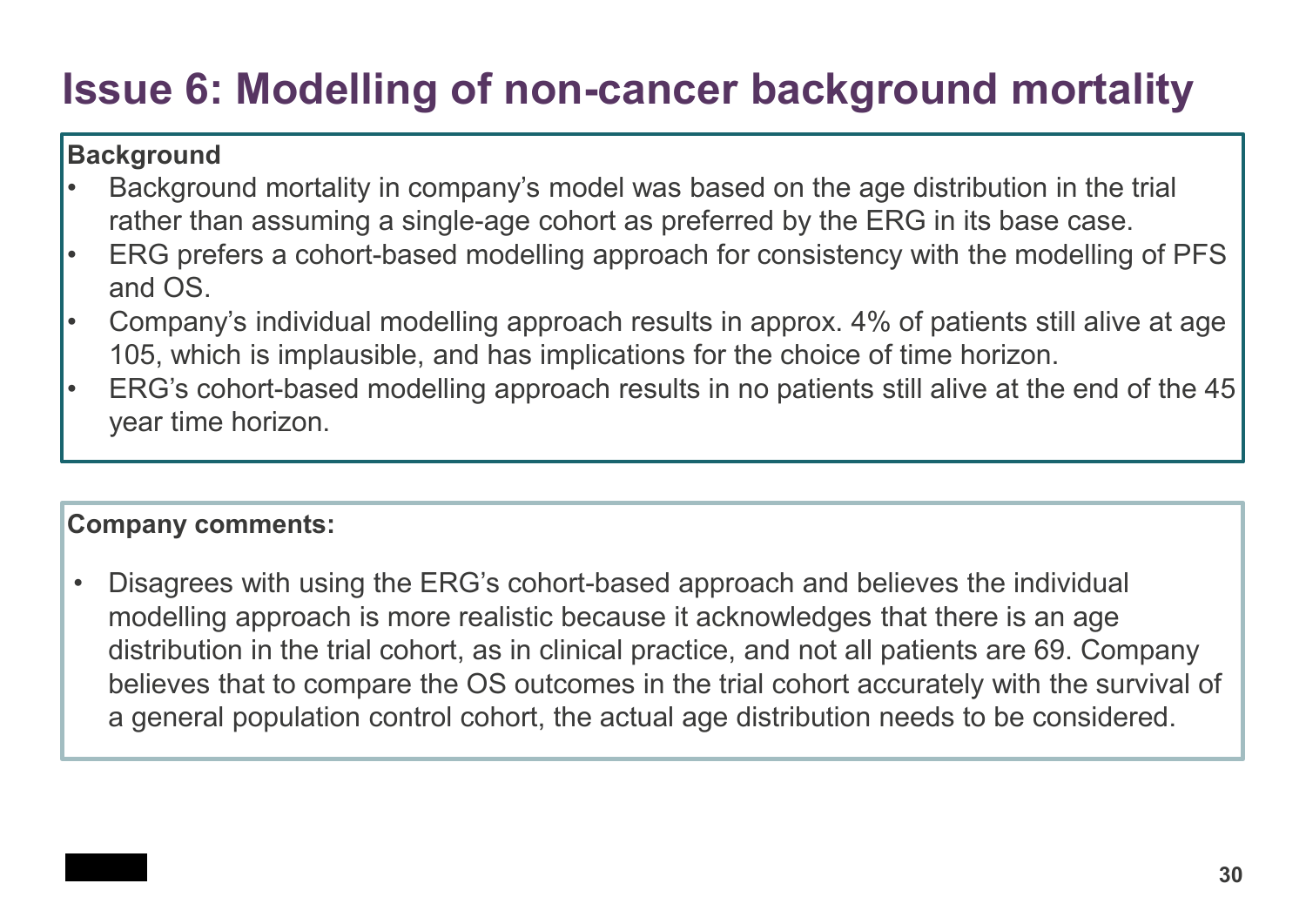# Issue 6: Modelling of non-cancer background mortality

**Background**

- Background mortality in company's model was based on the age distribution in the trial rather than assuming a single-age cohort as preferred by the ERG in its base case.
- ERG prefers a cohort-based modelling approach for consistency with the modelling of PFS and OS.
- Company's individual modelling approach results in approx. 4% of patients still alive at age 105, which is implausible, and has implications for the choice of time horizon.
- ERG's cohort-based modelling approach results in no patients still alive at the end of the 45 year time horizon.

**Company comments:**

- Disagrees with using the ERG's cohort-based approach and believes the individual modelling approach is more realistic because it acknowledges that there is an age distribution in the trial cohort, as in clinical practice, and not all patients are 69. Company believes that to compare the OS outcomes in the trial cohort accurately with the survival of a general population control cohort, the actual age distribution needs to be considered.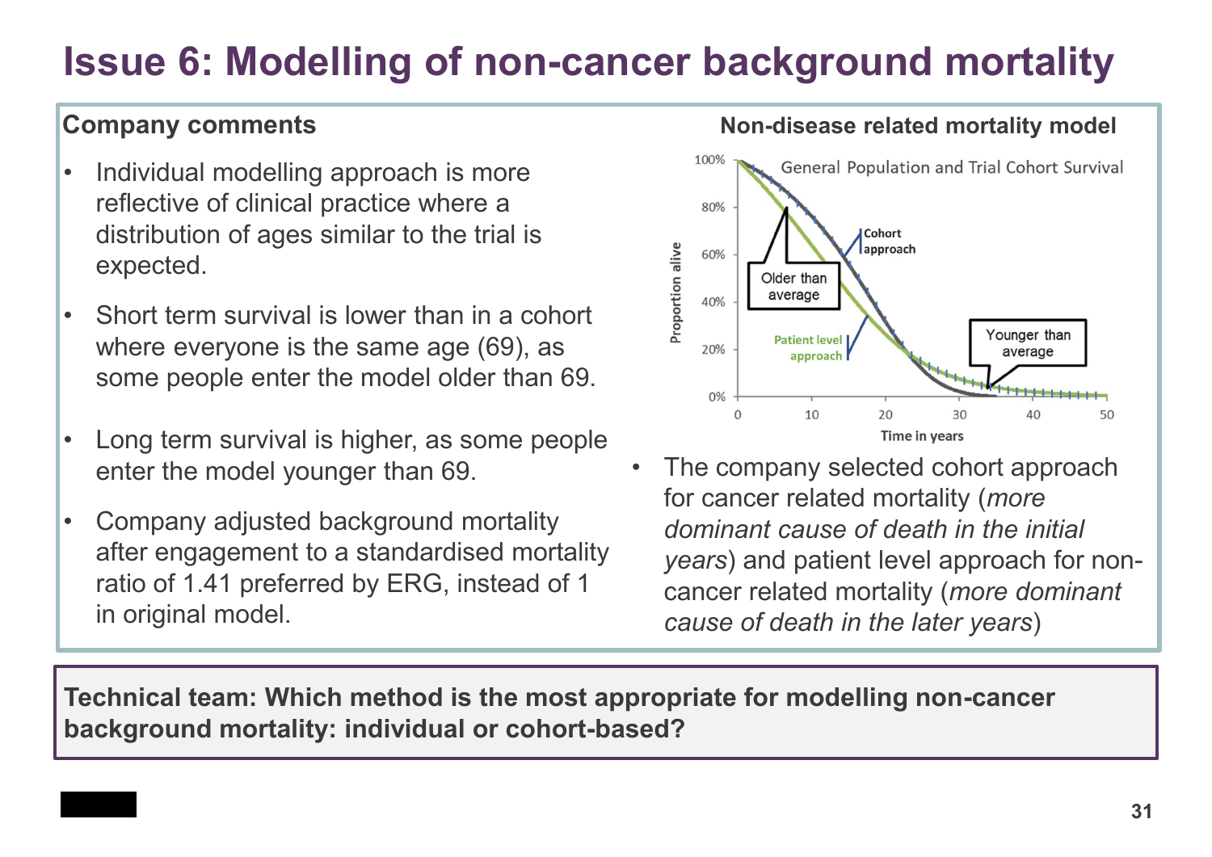# Issue 6: Modelling of non-cancer background mortality

**Company comments**

- Individual modelling approach is more reflective of clinical practice where a distribution of ages similar to the trial is expected.
- Short term survival is lower than in a cohort where everyone is the same age (69), as some people enter the model older than 69.
- Long term survival is higher, as some people enter the model younger than 69.
- Company adjusted background mortality after engagement to a standardised mortality ratio of 1.41 preferred by ERG, instead of 1 in original model.

**Non-disease related mortality model**

- The company selected cohort approach for cancer related mortality (*more dominant cause of death in the initial years*) and patient level approach for non-cancer related mortality (*more dominant cause of death in the later years*)

**Technical team: Which method is the most appropriate for modelling non-cancer background mortality: individual or cohort-based?**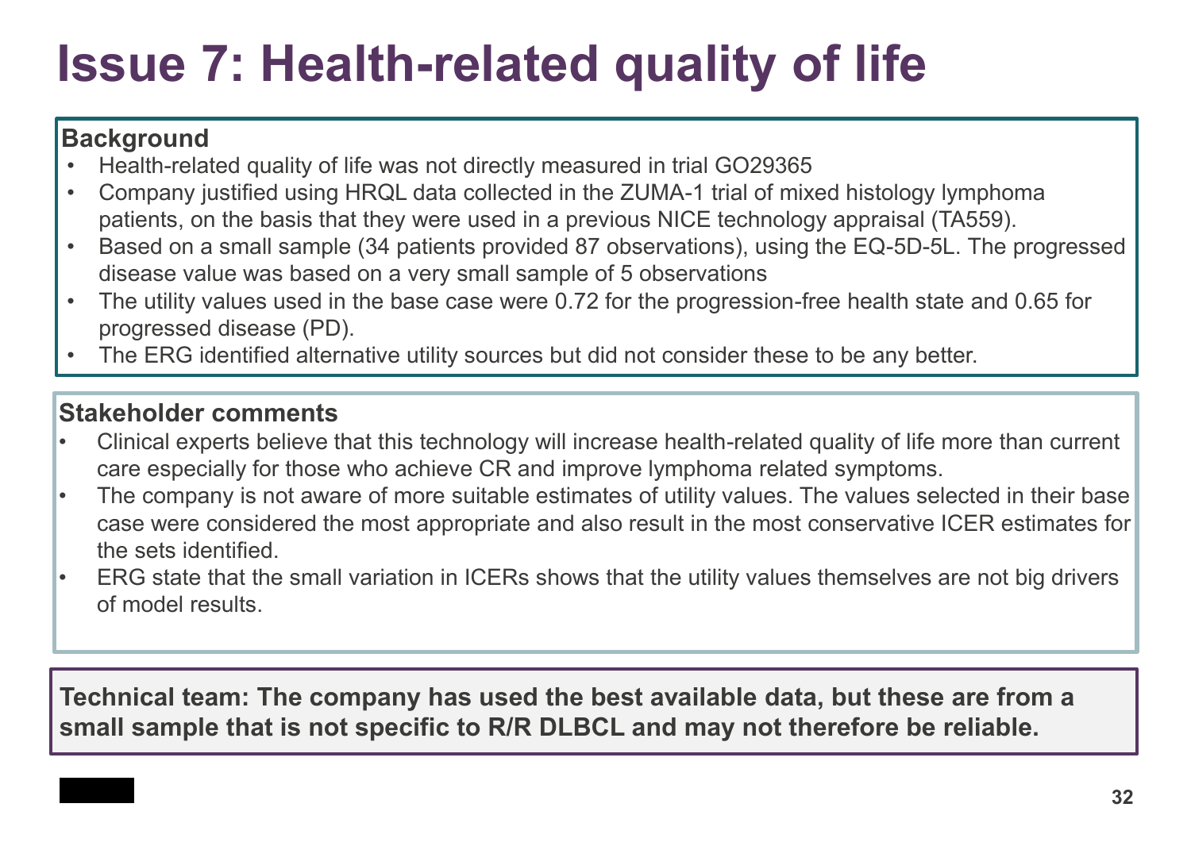# Issue 7: Health-related quality of life

**Background**

- Health-related quality of life was not directly measured in trial GO29365
- Company justified using HRQL data collected in the ZUMA-1 trial of mixed histology lymphoma patients, on the basis that they were used in a previous NICE technology appraisal (TA559).
- Based on a small sample (34 patients provided 87 observations), using the EQ-5D-5L. The progressed disease value was based on a very small sample of 5 observations
- The utility values used in the base case were 0.72 for the progression-free health state and 0.65 for progressed disease (PD).
- The ERG identified alternative utility sources but did not consider these to be any better.

**Stakeholder comments**

- Clinical experts believe that this technology will increase health-related quality of life more than current care especially for those who achieve CR and improve lymphoma related symptoms.
- The company is not aware of more suitable estimates of utility values. The values selected in their base case were considered the most appropriate and also result in the most conservative ICER estimates for the sets identified.
- ERG state that the small variation in ICERs shows that the utility values themselves are not big drivers of model results.

**Technical team: The company has used the best available data, but these are from a small sample that is not specific to R/R DLBCL and may not therefore be reliable.**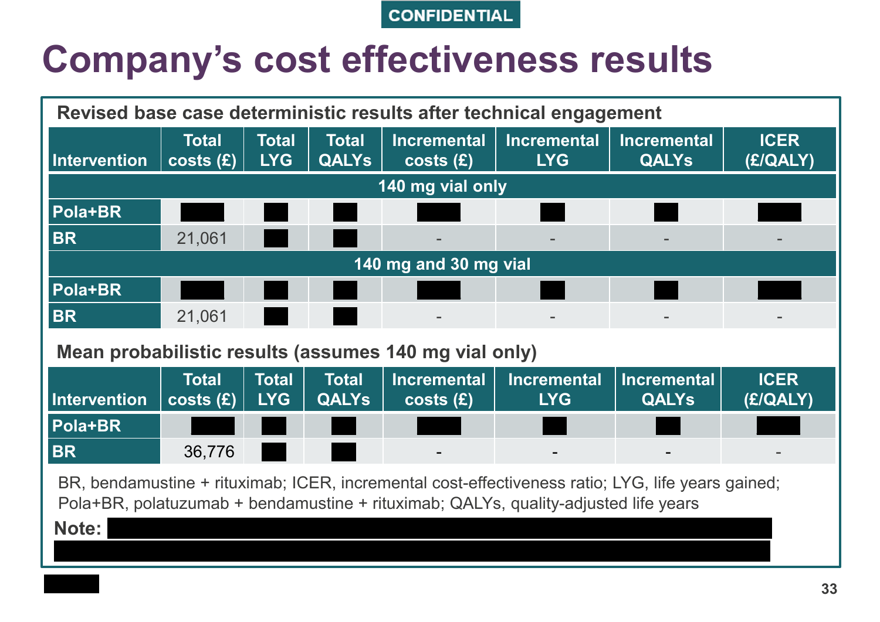CONFIDENTIAL

# Company's cost effectiveness results

**Revised base case deterministic results after technical engagement**

| Intervention | Total costs (£) | Total LYG | Total QALYs | Incremental costs (£) | Incremental LYG | Incremental QALYs | ICER (£/QALY) |
|---|---|---|---|---|---|---|---|
| **140 mg vial only** | | | | | | | |
| **Pola+BR** | ████ | ██ | ██ | ████ | ██ | ██ | ████ |
| **BR** | 21,061 | ██ | ██ | - | - | - | - |
| **140 mg and 30 mg vial** | | | | | | | |
| **Pola+BR** | ████ | ██ | ██ | ████ | ██ | ██ | ████ |
| **BR** | 21,061 | ██ | ██ | - | - | - | - |

**Mean probabilistic results (assumes 140 mg vial only)**

| Intervention | Total costs (£) | Total LYG | Total QALYs | Incremental costs (£) | Incremental LYG | Incremental QALYs | ICER (£/QALY) |
|---|---|---|---|---|---|---|---|
| **Pola+BR** | ████ | ██ | ██ | ████ | ██ | ██ | ████ |
| **BR** | 36,776 | ██ | ██ | - | - | - | - |

BR, bendamustine + rituximab; ICER, incremental cost-effectiveness ratio; LYG, life years gained; Pola+BR, polatuzumab + bendamustine + rituximab; QALYs, quality-adjusted life years

**Note:** ████████████████████████████████████████
████████████████████████████████████████████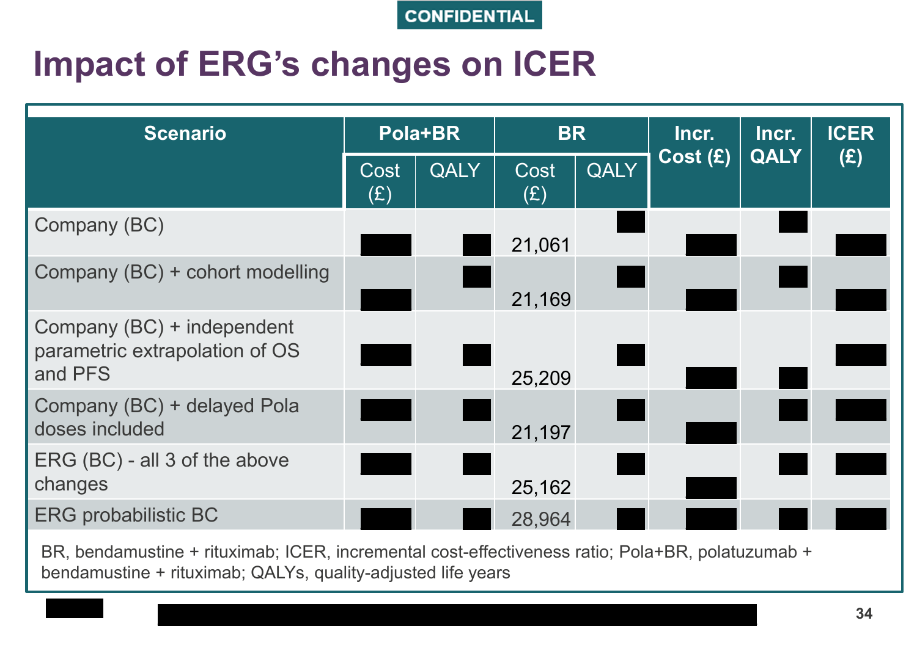CONFIDENTIAL

# Impact of ERG's changes on ICER

| Scenario | Pola+BR | | BR | | Incr. Cost (£) | Incr. QALY | ICER (£) |
|---|---|---|---|---|---|---|---|
| | Cost (£) | QALY | Cost (£) | QALY | | | |
| Company (BC) | ████ | ████ | 21,061 | ████ | ████ | ████ | ████ |
| Company (BC) + cohort modelling | ████ | ████ | 21,169 | ████ | ████ | ████ | ████ |
| Company (BC) + independent parametric extrapolation of OS and PFS | ████ | ████ | 25,209 | ████ | ████ | ████ | ████ |
| Company (BC) + delayed Pola doses included | ████ | ████ | 21,197 | ████ | ████ | ████ | ████ |
| ERG (BC) - all 3 of the above changes | ████ | ████ | 25,162 | ████ | ████ | ████ | ████ |
| ERG probabilistic BC | ████ | ████ | 28,964 | ████ | ████ | ████ | ████ |

BR, bendamustine + rituximab; ICER, incremental cost-effectiveness ratio; Pola+BR, polatuzumab + bendamustine + rituximab; QALYs, quality-adjusted life years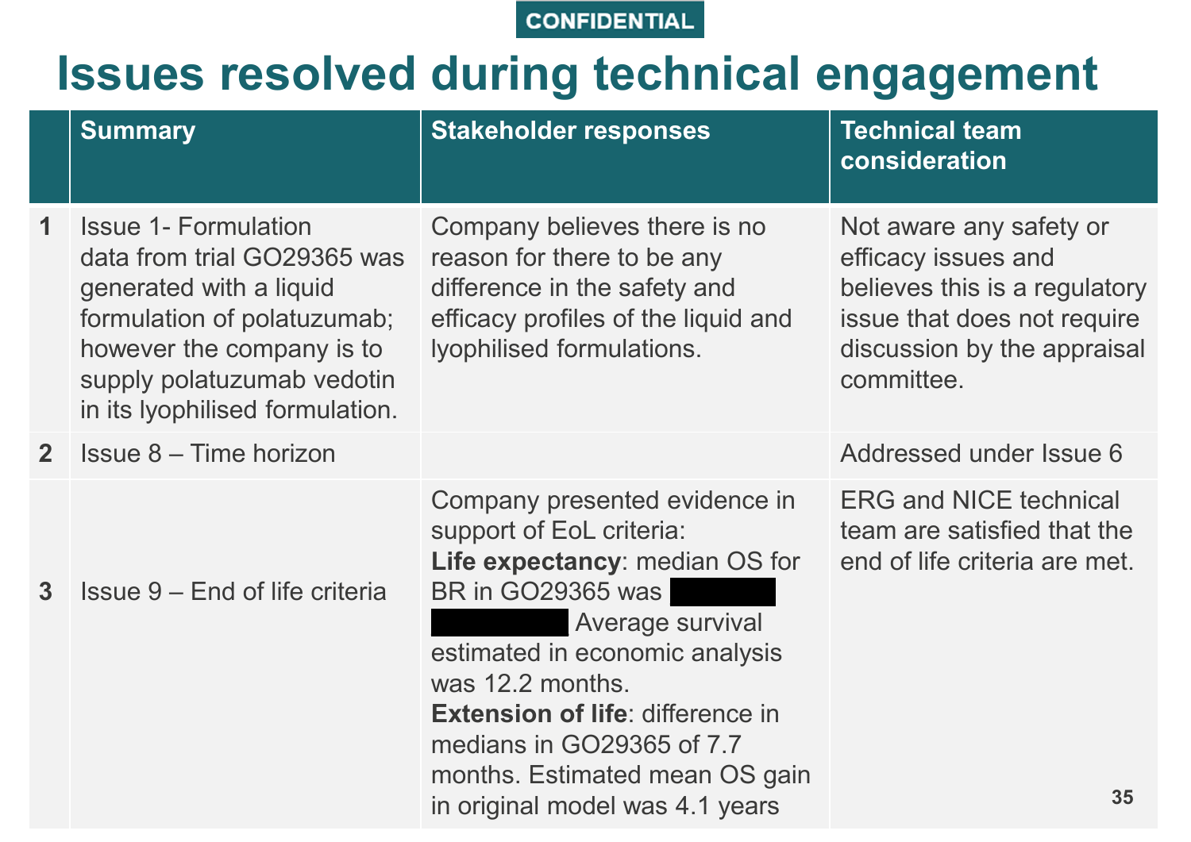CONFIDENTIAL

# Issues resolved during technical engagement

| | Summary | Stakeholder responses | Technical team consideration |
|---|---|---|---|
| **1** | Issue 1- Formulation data from trial GO29365 was generated with a liquid formulation of polatuzumab; however the company is to supply polatuzumab vedotin in its lyophilised formulation. | Company believes there is no reason for there to be any difference in the safety and efficacy profiles of the liquid and lyophilised formulations. | Not aware any safety or efficacy issues and believes this is a regulatory issue that does not require discussion by the appraisal committee. |
| **2** | Issue 8 – Time horizon | | Addressed under Issue 6 |
| **3** | Issue 9 – End of life criteria | Company presented evidence in support of EoL criteria: **Life expectancy**: median OS for BR in GO29365 was ██████ ██████ Average survival estimated in economic analysis was 12.2 months. **Extension of life**: difference in medians in GO29365 of 7.7 months. Estimated mean OS gain in original model was 4.1 years | ERG and NICE technical team are satisfied that the end of life criteria are met. |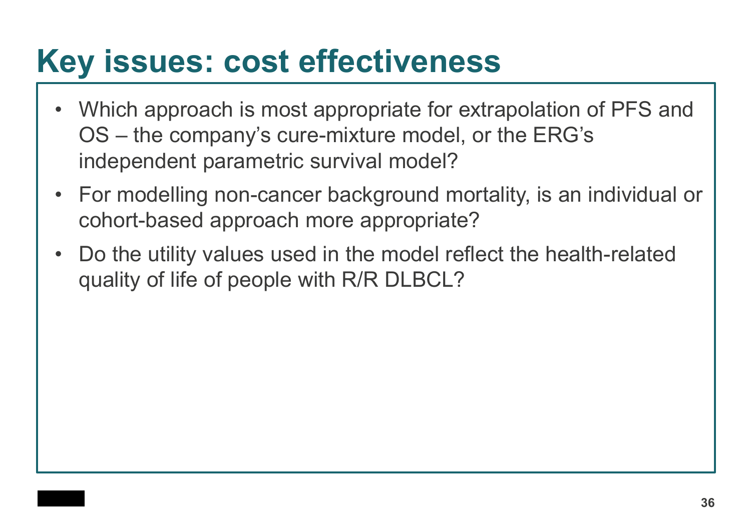# Key issues: cost effectiveness

- Which approach is most appropriate for extrapolation of PFS and OS – the company's cure-mixture model, or the ERG's independent parametric survival model?
- For modelling non-cancer background mortality, is an individual or cohort-based approach more appropriate?
- Do the utility values used in the model reflect the health-related quality of life of people with R/R DLBCL?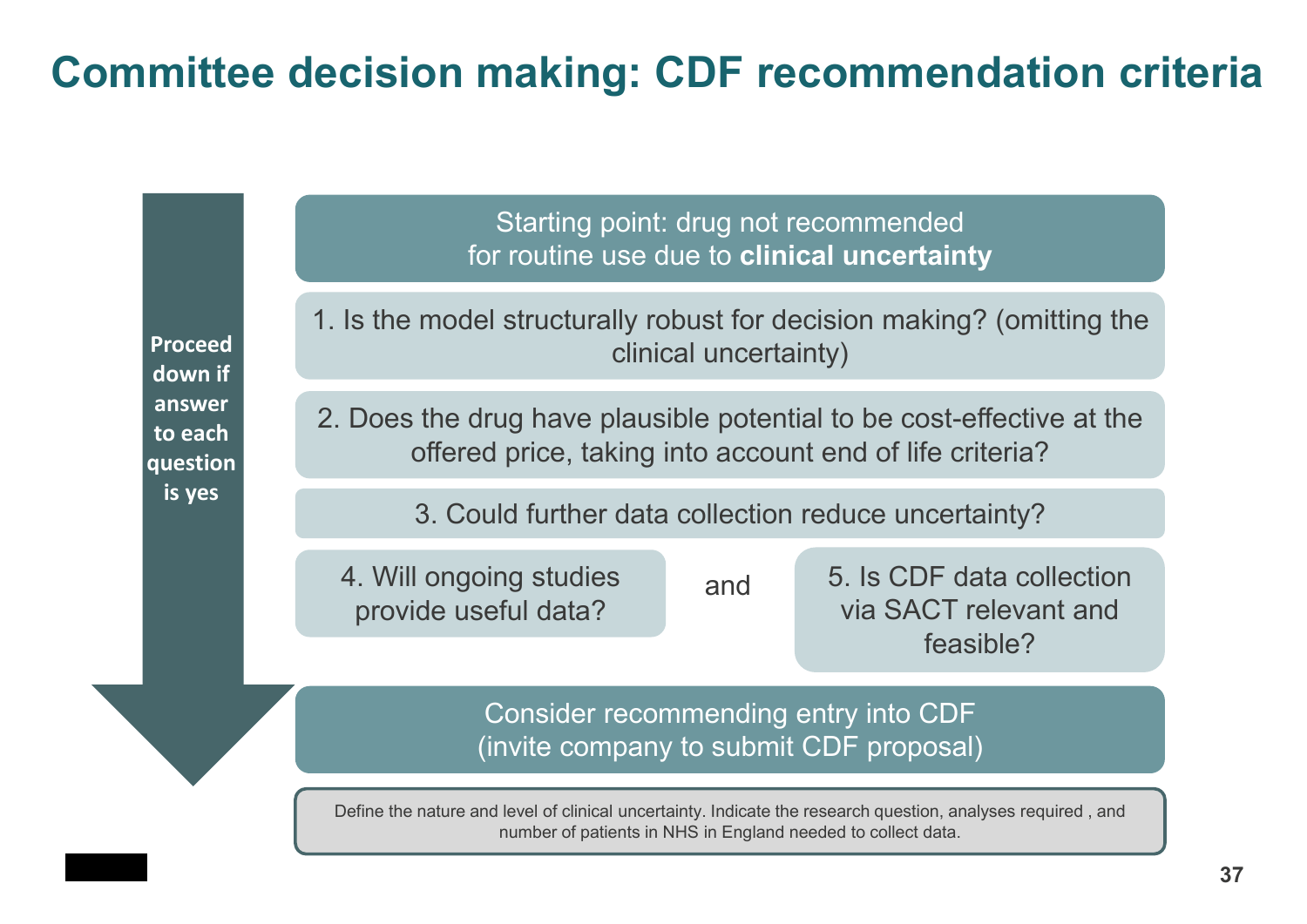# Committee decision making: CDF recommendation criteria

**Proceed down if answer to each question is yes**

Starting point: drug not recommended for routine use due to **clinical uncertainty**

1. Is the model structurally robust for decision making? (omitting the clinical uncertainty)

2. Does the drug have plausible potential to be cost-effective at the offered price, taking into account end of life criteria?

3. Could further data collection reduce uncertainty?

4. Will ongoing studies provide useful data?

and

5. Is CDF data collection via SACT relevant and feasible?

Consider recommending entry into CDF (invite company to submit CDF proposal)

Define the nature and level of clinical uncertainty. Indicate the research question, analyses required , and number of patients in NHS in England needed to collect data.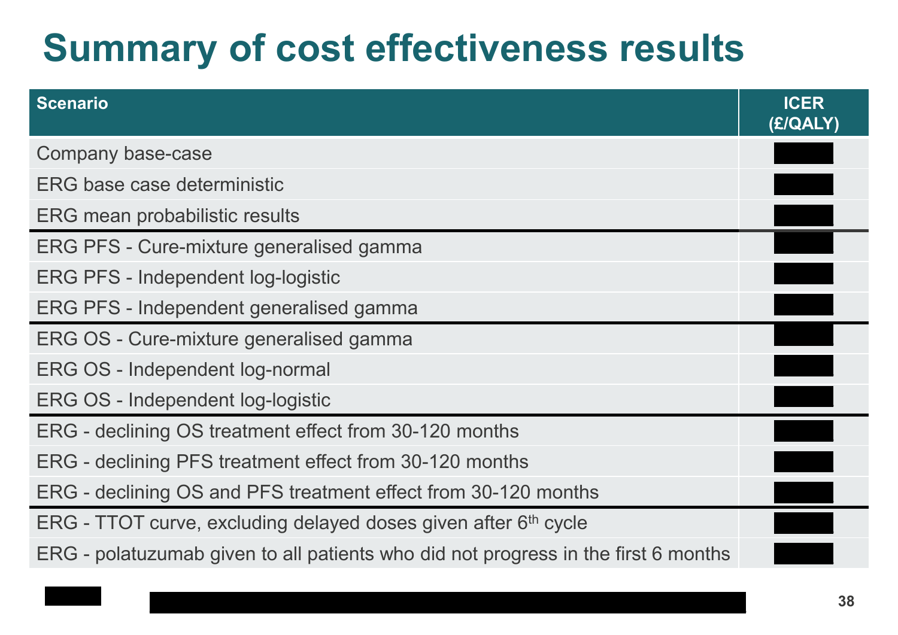# Summary of cost effectiveness results

| Scenario | ICER (£/QALY) |
|---|---|
| Company base-case | |
| ERG base case deterministic | |
| ERG mean probabilistic results | |
| ERG PFS - Cure-mixture generalised gamma | |
| ERG PFS - Independent log-logistic | |
| ERG PFS - Independent generalised gamma | |
| ERG OS - Cure-mixture generalised gamma | |
| ERG OS - Independent log-normal | |
| ERG OS - Independent log-logistic | |
| ERG - declining OS treatment effect from 30-120 months | |
| ERG - declining PFS treatment effect from 30-120 months | |
| ERG - declining OS and PFS treatment effect from 30-120 months | |
| ERG - TTOT curve, excluding delayed doses given after 6th cycle | |
| ERG - polatuzumab given to all patients who did not progress in the first 6 months | |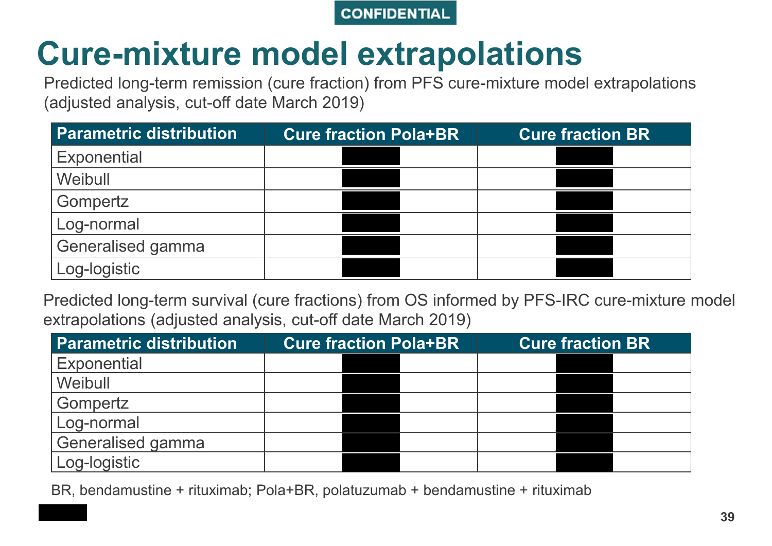CONFIDENTIAL

# Cure-mixture model extrapolations

Predicted long-term remission (cure fraction) from PFS cure-mixture model extrapolations (adjusted analysis, cut-off date March 2019)

| Parametric distribution | Cure fraction Pola+BR | Cure fraction BR |
|---|---|---|
| Exponential | | |
| Weibull | | |
| Gompertz | | |
| Log-normal | | |
| Generalised gamma | | |
| Log-logistic | | |

Predicted long-term survival (cure fractions) from OS informed by PFS-IRC cure-mixture model extrapolations (adjusted analysis, cut-off date March 2019)

| Parametric distribution | Cure fraction Pola+BR | Cure fraction BR |
|---|---|---|
| Exponential | | |
| Weibull | | |
| Gompertz | | |
| Log-normal | | |
| Generalised gamma | | |
| Log-logistic | | |

BR, bendamustine + rituximab; Pola+BR, polatuzumab + bendamustine + rituximab